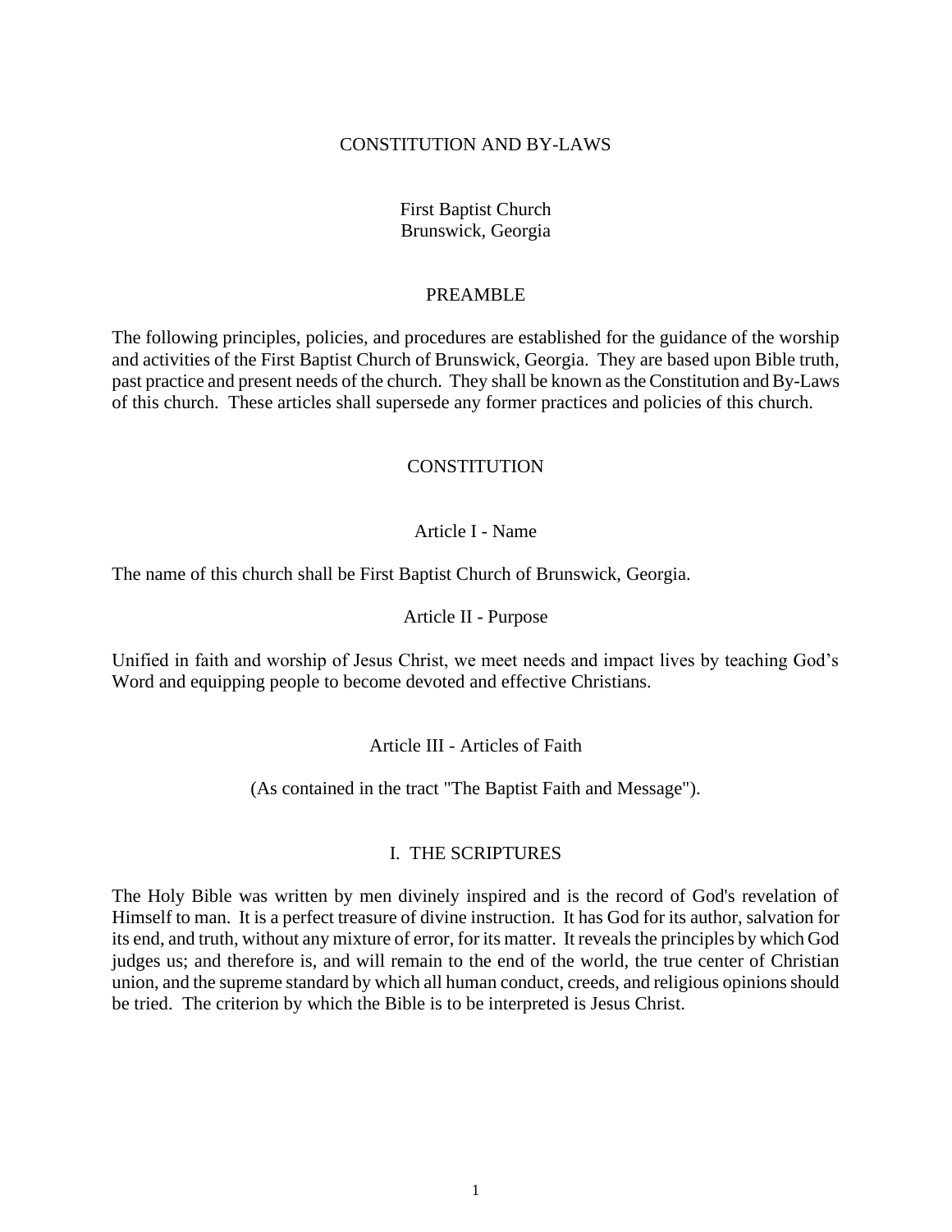# CONSTITUTION AND BY-LAWS

First Baptist Church
Brunswick, Georgia

## PREAMBLE

The following principles, policies, and procedures are established for the guidance of the worship and activities of the First Baptist Church of Brunswick, Georgia. They are based upon Bible truth, past practice and present needs of the church. They shall be known as the Constitution and By-Laws of this church. These articles shall supersede any former practices and policies of this church.

## CONSTITUTION

### Article I - Name

The name of this church shall be First Baptist Church of Brunswick, Georgia.

### Article II - Purpose

Unified in faith and worship of Jesus Christ, we meet needs and impact lives by teaching God's Word and equipping people to become devoted and effective Christians.

### Article III - Articles of Faith

(As contained in the tract "The Baptist Faith and Message").

#### I. THE SCRIPTURES

The Holy Bible was written by men divinely inspired and is the record of God's revelation of Himself to man. It is a perfect treasure of divine instruction. It has God for its author, salvation for its end, and truth, without any mixture of error, for its matter. It reveals the principles by which God judges us; and therefore is, and will remain to the end of the world, the true center of Christian union, and the supreme standard by which all human conduct, creeds, and religious opinions should be tried. The criterion by which the Bible is to be interpreted is Jesus Christ.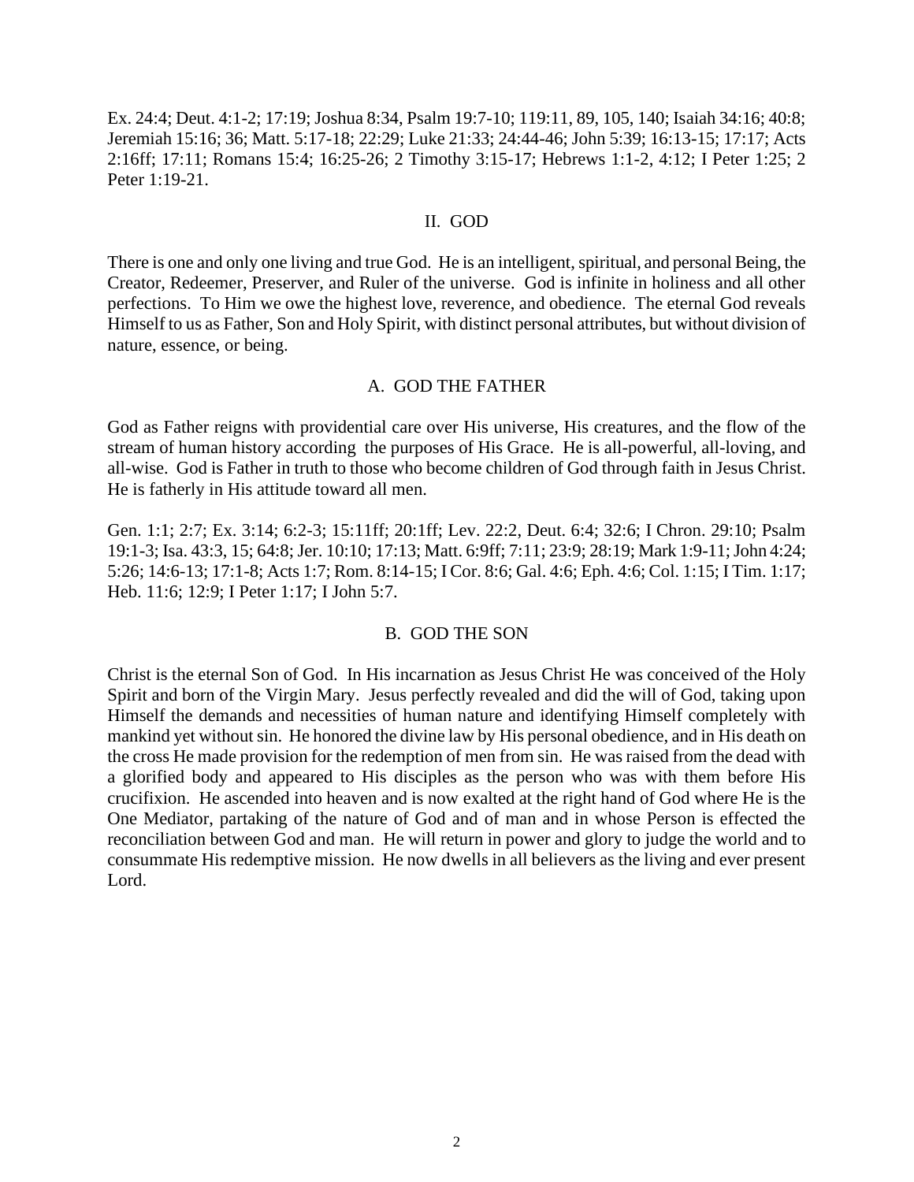Ex. 24:4; Deut. 4:1-2; 17:19; Joshua 8:34, Psalm 19:7-10; 119:11, 89, 105, 140; Isaiah 34:16; 40:8; Jeremiah 15:16; 36; Matt. 5:17-18; 22:29; Luke 21:33; 24:44-46; John 5:39; 16:13-15; 17:17; Acts 2:16ff; 17:11; Romans 15:4; 16:25-26; 2 Timothy 3:15-17; Hebrews 1:1-2, 4:12; I Peter 1:25; 2 Peter 1:19-21.

## II. GOD

There is one and only one living and true God. He is an intelligent, spiritual, and personal Being, the Creator, Redeemer, Preserver, and Ruler of the universe. God is infinite in holiness and all other perfections. To Him we owe the highest love, reverence, and obedience. The eternal God reveals Himself to us as Father, Son and Holy Spirit, with distinct personal attributes, but without division of nature, essence, or being.

### A. GOD THE FATHER

God as Father reigns with providential care over His universe, His creatures, and the flow of the stream of human history according the purposes of His Grace. He is all-powerful, all-loving, and all-wise. God is Father in truth to those who become children of God through faith in Jesus Christ. He is fatherly in His attitude toward all men.

Gen. 1:1; 2:7; Ex. 3:14; 6:2-3; 15:11ff; 20:1ff; Lev. 22:2, Deut. 6:4; 32:6; I Chron. 29:10; Psalm 19:1-3; Isa. 43:3, 15; 64:8; Jer. 10:10; 17:13; Matt. 6:9ff; 7:11; 23:9; 28:19; Mark 1:9-11; John 4:24; 5:26; 14:6-13; 17:1-8; Acts 1:7; Rom. 8:14-15; I Cor. 8:6; Gal. 4:6; Eph. 4:6; Col. 1:15; I Tim. 1:17; Heb. 11:6; 12:9; I Peter 1:17; I John 5:7.

### B. GOD THE SON

Christ is the eternal Son of God. In His incarnation as Jesus Christ He was conceived of the Holy Spirit and born of the Virgin Mary. Jesus perfectly revealed and did the will of God, taking upon Himself the demands and necessities of human nature and identifying Himself completely with mankind yet without sin. He honored the divine law by His personal obedience, and in His death on the cross He made provision for the redemption of men from sin. He was raised from the dead with a glorified body and appeared to His disciples as the person who was with them before His crucifixion. He ascended into heaven and is now exalted at the right hand of God where He is the One Mediator, partaking of the nature of God and of man and in whose Person is effected the reconciliation between God and man. He will return in power and glory to judge the world and to consummate His redemptive mission. He now dwells in all believers as the living and ever present Lord.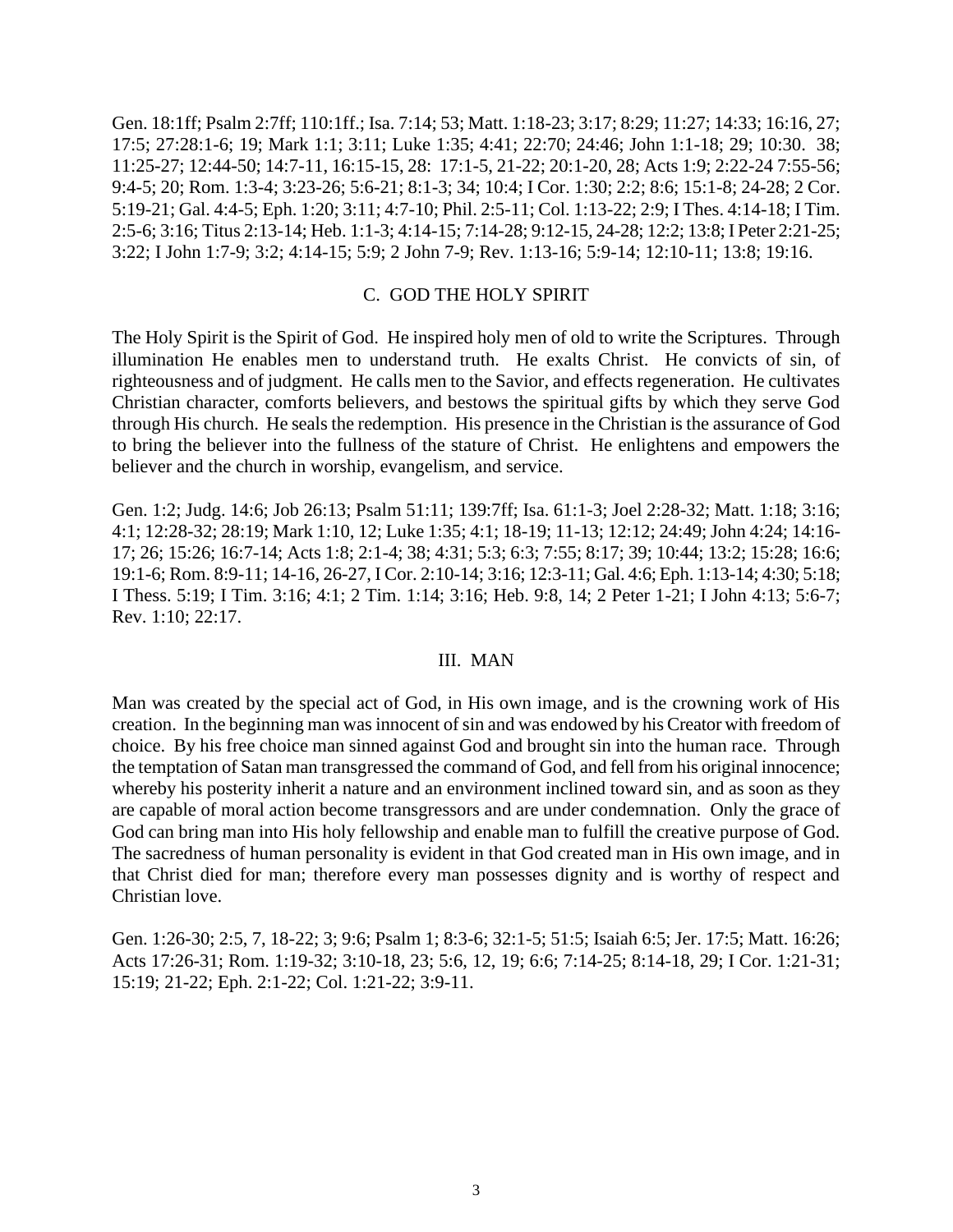Gen. 18:1ff; Psalm 2:7ff; 110:1ff.; Isa. 7:14; 53; Matt. 1:18-23; 3:17; 8:29; 11:27; 14:33; 16:16, 27; 17:5; 27:28:1-6; 19; Mark 1:1; 3:11; Luke 1:35; 4:41; 22:70; 24:46; John 1:1-18; 29; 10:30. 38; 11:25-27; 12:44-50; 14:7-11, 16:15-15, 28: 17:1-5, 21-22; 20:1-20, 28; Acts 1:9; 2:22-24 7:55-56; 9:4-5; 20; Rom. 1:3-4; 3:23-26; 5:6-21; 8:1-3; 34; 10:4; I Cor. 1:30; 2:2; 8:6; 15:1-8; 24-28; 2 Cor. 5:19-21; Gal. 4:4-5; Eph. 1:20; 3:11; 4:7-10; Phil. 2:5-11; Col. 1:13-22; 2:9; I Thes. 4:14-18; I Tim. 2:5-6; 3:16; Titus 2:13-14; Heb. 1:1-3; 4:14-15; 7:14-28; 9:12-15, 24-28; 12:2; 13:8; I Peter 2:21-25; 3:22; I John 1:7-9; 3:2; 4:14-15; 5:9; 2 John 7-9; Rev. 1:13-16; 5:9-14; 12:10-11; 13:8; 19:16.

### C. GOD THE HOLY SPIRIT

The Holy Spirit is the Spirit of God. He inspired holy men of old to write the Scriptures. Through illumination He enables men to understand truth. He exalts Christ. He convicts of sin, of righteousness and of judgment. He calls men to the Savior, and effects regeneration. He cultivates Christian character, comforts believers, and bestows the spiritual gifts by which they serve God through His church. He seals the redemption. His presence in the Christian is the assurance of God to bring the believer into the fullness of the stature of Christ. He enlightens and empowers the believer and the church in worship, evangelism, and service.

Gen. 1:2; Judg. 14:6; Job 26:13; Psalm 51:11; 139:7ff; Isa. 61:1-3; Joel 2:28-32; Matt. 1:18; 3:16; 4:1; 12:28-32; 28:19; Mark 1:10, 12; Luke 1:35; 4:1; 18-19; 11-13; 12:12; 24:49; John 4:24; 14:16-17; 26; 15:26; 16:7-14; Acts 1:8; 2:1-4; 38; 4:31; 5:3; 6:3; 7:55; 8:17; 39; 10:44; 13:2; 15:28; 16:6; 19:1-6; Rom. 8:9-11; 14-16, 26-27, I Cor. 2:10-14; 3:16; 12:3-11; Gal. 4:6; Eph. 1:13-14; 4:30; 5:18; I Thess. 5:19; I Tim. 3:16; 4:1; 2 Tim. 1:14; 3:16; Heb. 9:8, 14; 2 Peter 1-21; I John 4:13; 5:6-7; Rev. 1:10; 22:17.

## III. MAN

Man was created by the special act of God, in His own image, and is the crowning work of His creation. In the beginning man was innocent of sin and was endowed by his Creator with freedom of choice. By his free choice man sinned against God and brought sin into the human race. Through the temptation of Satan man transgressed the command of God, and fell from his original innocence; whereby his posterity inherit a nature and an environment inclined toward sin, and as soon as they are capable of moral action become transgressors and are under condemnation. Only the grace of God can bring man into His holy fellowship and enable man to fulfill the creative purpose of God. The sacredness of human personality is evident in that God created man in His own image, and in that Christ died for man; therefore every man possesses dignity and is worthy of respect and Christian love.

Gen. 1:26-30; 2:5, 7, 18-22; 3; 9:6; Psalm 1; 8:3-6; 32:1-5; 51:5; Isaiah 6:5; Jer. 17:5; Matt. 16:26; Acts 17:26-31; Rom. 1:19-32; 3:10-18, 23; 5:6, 12, 19; 6:6; 7:14-25; 8:14-18, 29; I Cor. 1:21-31; 15:19; 21-22; Eph. 2:1-22; Col. 1:21-22; 3:9-11.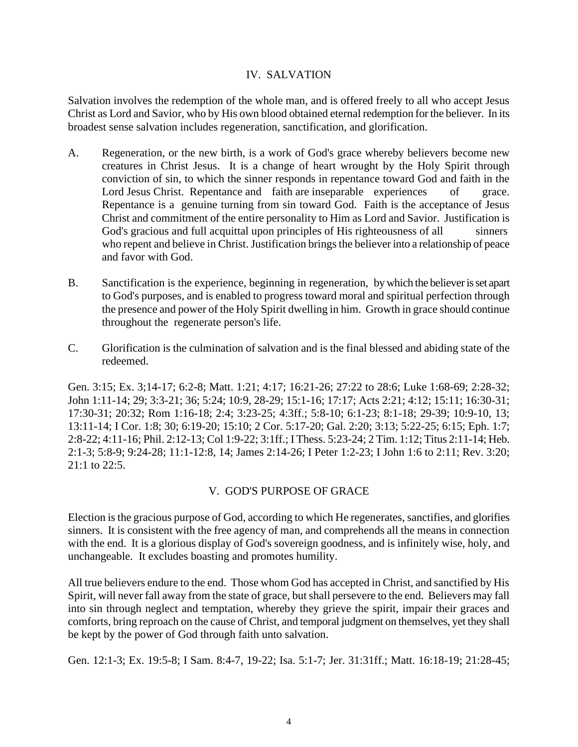## IV. SALVATION

Salvation involves the redemption of the whole man, and is offered freely to all who accept Jesus Christ as Lord and Savior, who by His own blood obtained eternal redemption for the believer. In its broadest sense salvation includes regeneration, sanctification, and glorification.

A. Regeneration, or the new birth, is a work of God's grace whereby believers become new creatures in Christ Jesus. It is a change of heart wrought by the Holy Spirit through conviction of sin, to which the sinner responds in repentance toward God and faith in the Lord Jesus Christ. Repentance and faith are inseparable experiences of grace. Repentance is a genuine turning from sin toward God. Faith is the acceptance of Jesus Christ and commitment of the entire personality to Him as Lord and Savior. Justification is God's gracious and full acquittal upon principles of His righteousness of all sinners who repent and believe in Christ. Justification brings the believer into a relationship of peace and favor with God.

B. Sanctification is the experience, beginning in regeneration, by which the believer is set apart to God's purposes, and is enabled to progress toward moral and spiritual perfection through the presence and power of the Holy Spirit dwelling in him. Growth in grace should continue throughout the regenerate person's life.

C. Glorification is the culmination of salvation and is the final blessed and abiding state of the redeemed.

Gen. 3:15; Ex. 3;14-17; 6:2-8; Matt. 1:21; 4:17; 16:21-26; 27:22 to 28:6; Luke 1:68-69; 2:28-32; John 1:11-14; 29; 3:3-21; 36; 5:24; 10:9, 28-29; 15:1-16; 17:17; Acts 2:21; 4:12; 15:11; 16:30-31; 17:30-31; 20:32; Rom 1:16-18; 2:4; 3:23-25; 4:3ff.; 5:8-10; 6:1-23; 8:1-18; 29-39; 10:9-10, 13; 13:11-14; I Cor. 1:8; 30; 6:19-20; 15:10; 2 Cor. 5:17-20; Gal. 2:20; 3:13; 5:22-25; 6:15; Eph. 1:7; 2:8-22; 4:11-16; Phil. 2:12-13; Col 1:9-22; 3:1ff.; I Thess. 5:23-24; 2 Tim. 1:12; Titus 2:11-14; Heb. 2:1-3; 5:8-9; 9:24-28; 11:1-12:8, 14; James 2:14-26; I Peter 1:2-23; I John 1:6 to 2:11; Rev. 3:20; 21:1 to 22:5.

## V. GOD'S PURPOSE OF GRACE

Election is the gracious purpose of God, according to which He regenerates, sanctifies, and glorifies sinners. It is consistent with the free agency of man, and comprehends all the means in connection with the end. It is a glorious display of God's sovereign goodness, and is infinitely wise, holy, and unchangeable. It excludes boasting and promotes humility.

All true believers endure to the end. Those whom God has accepted in Christ, and sanctified by His Spirit, will never fall away from the state of grace, but shall persevere to the end. Believers may fall into sin through neglect and temptation, whereby they grieve the spirit, impair their graces and comforts, bring reproach on the cause of Christ, and temporal judgment on themselves, yet they shall be kept by the power of God through faith unto salvation.

Gen. 12:1-3; Ex. 19:5-8; I Sam. 8:4-7, 19-22; Isa. 5:1-7; Jer. 31:31ff.; Matt. 16:18-19; 21:28-45;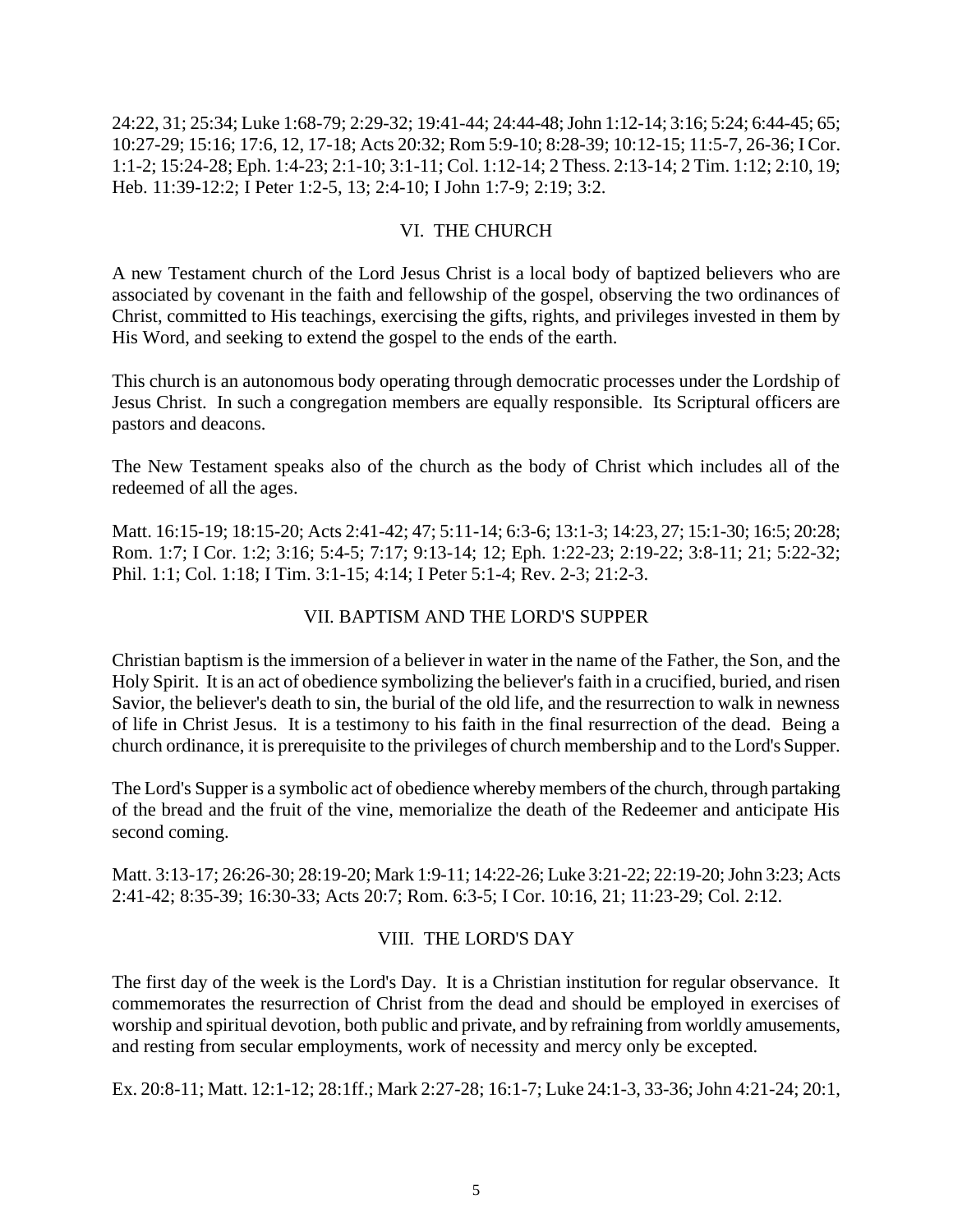24:22, 31; 25:34; Luke 1:68-79; 2:29-32; 19:41-44; 24:44-48; John 1:12-14; 3:16; 5:24; 6:44-45; 65; 10:27-29; 15:16; 17:6, 12, 17-18; Acts 20:32; Rom 5:9-10; 8:28-39; 10:12-15; 11:5-7, 26-36; I Cor. 1:1-2; 15:24-28; Eph. 1:4-23; 2:1-10; 3:1-11; Col. 1:12-14; 2 Thess. 2:13-14; 2 Tim. 1:12; 2:10, 19; Heb. 11:39-12:2; I Peter 1:2-5, 13; 2:4-10; I John 1:7-9; 2:19; 3:2.

## VI. THE CHURCH

A new Testament church of the Lord Jesus Christ is a local body of baptized believers who are associated by covenant in the faith and fellowship of the gospel, observing the two ordinances of Christ, committed to His teachings, exercising the gifts, rights, and privileges invested in them by His Word, and seeking to extend the gospel to the ends of the earth.

This church is an autonomous body operating through democratic processes under the Lordship of Jesus Christ. In such a congregation members are equally responsible. Its Scriptural officers are pastors and deacons.

The New Testament speaks also of the church as the body of Christ which includes all of the redeemed of all the ages.

Matt. 16:15-19; 18:15-20; Acts 2:41-42; 47; 5:11-14; 6:3-6; 13:1-3; 14:23, 27; 15:1-30; 16:5; 20:28; Rom. 1:7; I Cor. 1:2; 3:16; 5:4-5; 7:17; 9:13-14; 12; Eph. 1:22-23; 2:19-22; 3:8-11; 21; 5:22-32; Phil. 1:1; Col. 1:18; I Tim. 3:1-15; 4:14; I Peter 5:1-4; Rev. 2-3; 21:2-3.

## VII. BAPTISM AND THE LORD'S SUPPER

Christian baptism is the immersion of a believer in water in the name of the Father, the Son, and the Holy Spirit. It is an act of obedience symbolizing the believer's faith in a crucified, buried, and risen Savior, the believer's death to sin, the burial of the old life, and the resurrection to walk in newness of life in Christ Jesus. It is a testimony to his faith in the final resurrection of the dead. Being a church ordinance, it is prerequisite to the privileges of church membership and to the Lord's Supper.

The Lord's Supper is a symbolic act of obedience whereby members of the church, through partaking of the bread and the fruit of the vine, memorialize the death of the Redeemer and anticipate His second coming.

Matt. 3:13-17; 26:26-30; 28:19-20; Mark 1:9-11; 14:22-26; Luke 3:21-22; 22:19-20; John 3:23; Acts 2:41-42; 8:35-39; 16:30-33; Acts 20:7; Rom. 6:3-5; I Cor. 10:16, 21; 11:23-29; Col. 2:12.

## VIII. THE LORD'S DAY

The first day of the week is the Lord's Day. It is a Christian institution for regular observance. It commemorates the resurrection of Christ from the dead and should be employed in exercises of worship and spiritual devotion, both public and private, and by refraining from worldly amusements, and resting from secular employments, work of necessity and mercy only be excepted.

Ex. 20:8-11; Matt. 12:1-12; 28:1ff.; Mark 2:27-28; 16:1-7; Luke 24:1-3, 33-36; John 4:21-24; 20:1,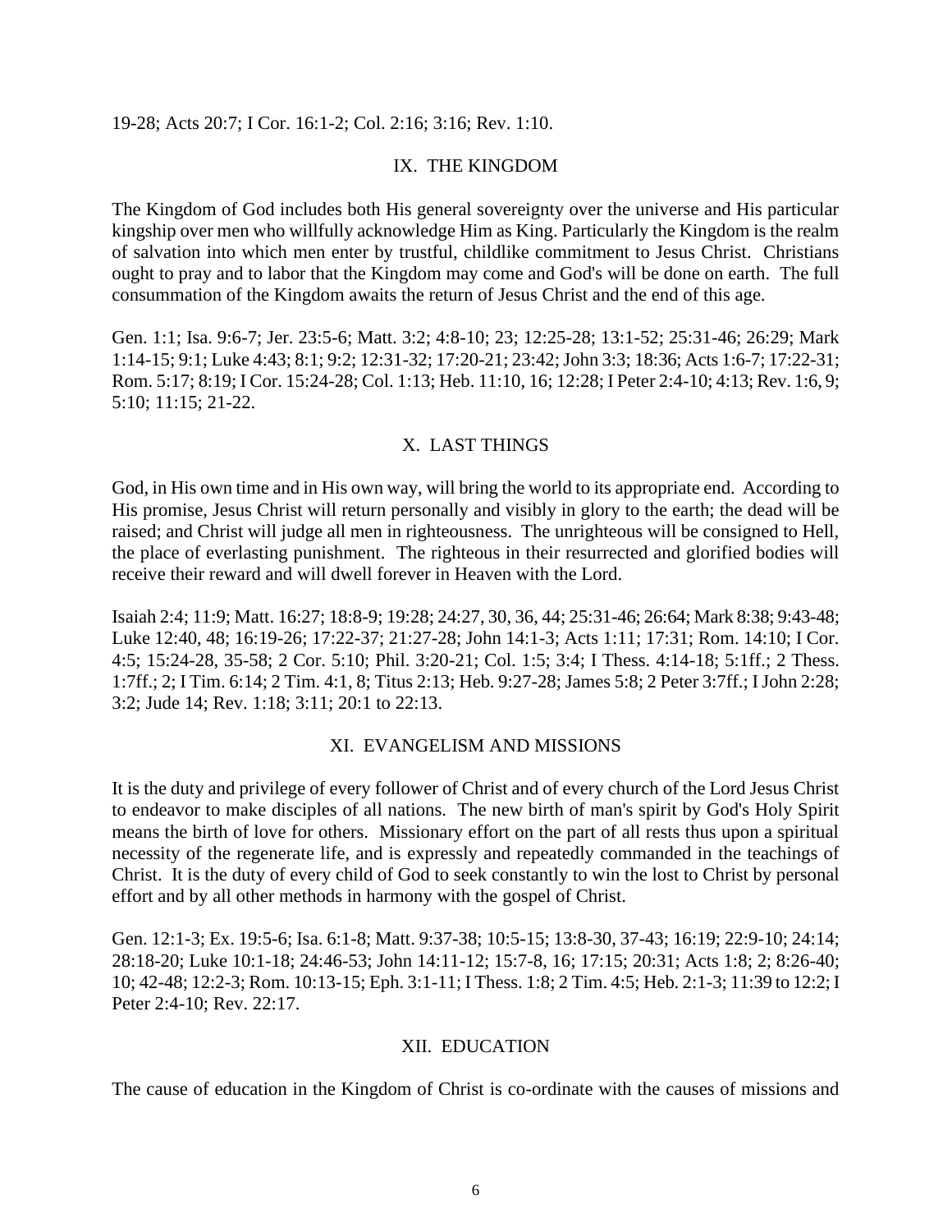19-28; Acts 20:7; I Cor. 16:1-2; Col. 2:16; 3:16; Rev. 1:10.

## IX. THE KINGDOM

The Kingdom of God includes both His general sovereignty over the universe and His particular kingship over men who willfully acknowledge Him as King. Particularly the Kingdom is the realm of salvation into which men enter by trustful, childlike commitment to Jesus Christ. Christians ought to pray and to labor that the Kingdom may come and God's will be done on earth. The full consummation of the Kingdom awaits the return of Jesus Christ and the end of this age.

Gen. 1:1; Isa. 9:6-7; Jer. 23:5-6; Matt. 3:2; 4:8-10; 23; 12:25-28; 13:1-52; 25:31-46; 26:29; Mark 1:14-15; 9:1; Luke 4:43; 8:1; 9:2; 12:31-32; 17:20-21; 23:42; John 3:3; 18:36; Acts 1:6-7; 17:22-31; Rom. 5:17; 8:19; I Cor. 15:24-28; Col. 1:13; Heb. 11:10, 16; 12:28; I Peter 2:4-10; 4:13; Rev. 1:6, 9; 5:10; 11:15; 21-22.

## X. LAST THINGS

God, in His own time and in His own way, will bring the world to its appropriate end. According to His promise, Jesus Christ will return personally and visibly in glory to the earth; the dead will be raised; and Christ will judge all men in righteousness. The unrighteous will be consigned to Hell, the place of everlasting punishment. The righteous in their resurrected and glorified bodies will receive their reward and will dwell forever in Heaven with the Lord.

Isaiah 2:4; 11:9; Matt. 16:27; 18:8-9; 19:28; 24:27, 30, 36, 44; 25:31-46; 26:64; Mark 8:38; 9:43-48; Luke 12:40, 48; 16:19-26; 17:22-37; 21:27-28; John 14:1-3; Acts 1:11; 17:31; Rom. 14:10; I Cor. 4:5; 15:24-28, 35-58; 2 Cor. 5:10; Phil. 3:20-21; Col. 1:5; 3:4; I Thess. 4:14-18; 5:1ff.; 2 Thess. 1:7ff.; 2; I Tim. 6:14; 2 Tim. 4:1, 8; Titus 2:13; Heb. 9:27-28; James 5:8; 2 Peter 3:7ff.; I John 2:28; 3:2; Jude 14; Rev. 1:18; 3:11; 20:1 to 22:13.

## XI. EVANGELISM AND MISSIONS

It is the duty and privilege of every follower of Christ and of every church of the Lord Jesus Christ to endeavor to make disciples of all nations. The new birth of man's spirit by God's Holy Spirit means the birth of love for others. Missionary effort on the part of all rests thus upon a spiritual necessity of the regenerate life, and is expressly and repeatedly commanded in the teachings of Christ. It is the duty of every child of God to seek constantly to win the lost to Christ by personal effort and by all other methods in harmony with the gospel of Christ.

Gen. 12:1-3; Ex. 19:5-6; Isa. 6:1-8; Matt. 9:37-38; 10:5-15; 13:8-30, 37-43; 16:19; 22:9-10; 24:14; 28:18-20; Luke 10:1-18; 24:46-53; John 14:11-12; 15:7-8, 16; 17:15; 20:31; Acts 1:8; 2; 8:26-40; 10; 42-48; 12:2-3; Rom. 10:13-15; Eph. 3:1-11; I Thess. 1:8; 2 Tim. 4:5; Heb. 2:1-3; 11:39 to 12:2; I Peter 2:4-10; Rev. 22:17.

## XII. EDUCATION

The cause of education in the Kingdom of Christ is co-ordinate with the causes of missions and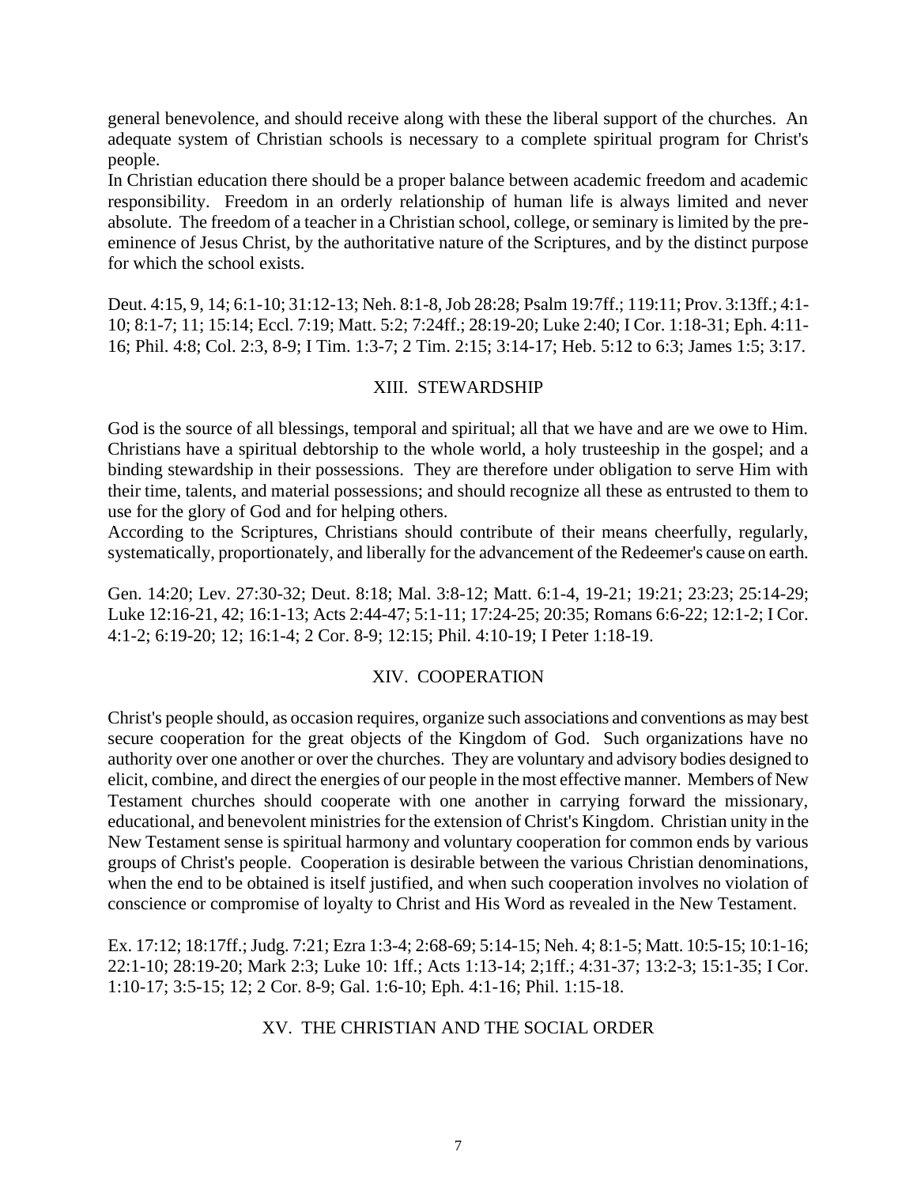general benevolence, and should receive along with these the liberal support of the churches. An adequate system of Christian schools is necessary to a complete spiritual program for Christ's people.

In Christian education there should be a proper balance between academic freedom and academic responsibility. Freedom in an orderly relationship of human life is always limited and never absolute. The freedom of a teacher in a Christian school, college, or seminary is limited by the pre-eminence of Jesus Christ, by the authoritative nature of the Scriptures, and by the distinct purpose for which the school exists.

Deut. 4:15, 9, 14; 6:1-10; 31:12-13; Neh. 8:1-8, Job 28:28; Psalm 19:7ff.; 119:11; Prov. 3:13ff.; 4:1-10; 8:1-7; 11; 15:14; Eccl. 7:19; Matt. 5:2; 7:24ff.; 28:19-20; Luke 2:40; I Cor. 1:18-31; Eph. 4:11-16; Phil. 4:8; Col. 2:3, 8-9; I Tim. 1:3-7; 2 Tim. 2:15; 3:14-17; Heb. 5:12 to 6:3; James 1:5; 3:17.

## XIII. STEWARDSHIP

God is the source of all blessings, temporal and spiritual; all that we have and are we owe to Him. Christians have a spiritual debtorship to the whole world, a holy trusteeship in the gospel; and a binding stewardship in their possessions. They are therefore under obligation to serve Him with their time, talents, and material possessions; and should recognize all these as entrusted to them to use for the glory of God and for helping others.

According to the Scriptures, Christians should contribute of their means cheerfully, regularly, systematically, proportionately, and liberally for the advancement of the Redeemer's cause on earth.

Gen. 14:20; Lev. 27:30-32; Deut. 8:18; Mal. 3:8-12; Matt. 6:1-4, 19-21; 19:21; 23:23; 25:14-29; Luke 12:16-21, 42; 16:1-13; Acts 2:44-47; 5:1-11; 17:24-25; 20:35; Romans 6:6-22; 12:1-2; I Cor. 4:1-2; 6:19-20; 12; 16:1-4; 2 Cor. 8-9; 12:15; Phil. 4:10-19; I Peter 1:18-19.

## XIV. COOPERATION

Christ's people should, as occasion requires, organize such associations and conventions as may best secure cooperation for the great objects of the Kingdom of God. Such organizations have no authority over one another or over the churches. They are voluntary and advisory bodies designed to elicit, combine, and direct the energies of our people in the most effective manner. Members of New Testament churches should cooperate with one another in carrying forward the missionary, educational, and benevolent ministries for the extension of Christ's Kingdom. Christian unity in the New Testament sense is spiritual harmony and voluntary cooperation for common ends by various groups of Christ's people. Cooperation is desirable between the various Christian denominations, when the end to be obtained is itself justified, and when such cooperation involves no violation of conscience or compromise of loyalty to Christ and His Word as revealed in the New Testament.

Ex. 17:12; 18:17ff.; Judg. 7:21; Ezra 1:3-4; 2:68-69; 5:14-15; Neh. 4; 8:1-5; Matt. 10:5-15; 10:1-16; 22:1-10; 28:19-20; Mark 2:3; Luke 10: 1ff.; Acts 1:13-14; 2;1ff.; 4:31-37; 13:2-3; 15:1-35; I Cor. 1:10-17; 3:5-15; 12; 2 Cor. 8-9; Gal. 1:6-10; Eph. 4:1-16; Phil. 1:15-18.

## XV. THE CHRISTIAN AND THE SOCIAL ORDER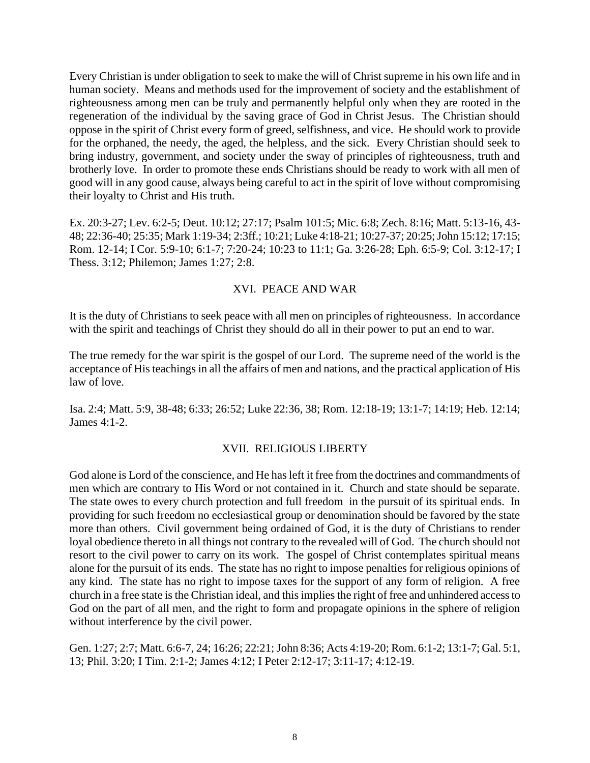Every Christian is under obligation to seek to make the will of Christ supreme in his own life and in human society. Means and methods used for the improvement of society and the establishment of righteousness among men can be truly and permanently helpful only when they are rooted in the regeneration of the individual by the saving grace of God in Christ Jesus. The Christian should oppose in the spirit of Christ every form of greed, selfishness, and vice. He should work to provide for the orphaned, the needy, the aged, the helpless, and the sick. Every Christian should seek to bring industry, government, and society under the sway of principles of righteousness, truth and brotherly love. In order to promote these ends Christians should be ready to work with all men of good will in any good cause, always being careful to act in the spirit of love without compromising their loyalty to Christ and His truth.

Ex. 20:3-27; Lev. 6:2-5; Deut. 10:12; 27:17; Psalm 101:5; Mic. 6:8; Zech. 8:16; Matt. 5:13-16, 43-48; 22:36-40; 25:35; Mark 1:19-34; 2:3ff.; 10:21; Luke 4:18-21; 10:27-37; 20:25; John 15:12; 17:15; Rom. 12-14; I Cor. 5:9-10; 6:1-7; 7:20-24; 10:23 to 11:1; Ga. 3:26-28; Eph. 6:5-9; Col. 3:12-17; I Thess. 3:12; Philemon; James 1:27; 2:8.

## XVI. PEACE AND WAR

It is the duty of Christians to seek peace with all men on principles of righteousness. In accordance with the spirit and teachings of Christ they should do all in their power to put an end to war.

The true remedy for the war spirit is the gospel of our Lord. The supreme need of the world is the acceptance of His teachings in all the affairs of men and nations, and the practical application of His law of love.

Isa. 2:4; Matt. 5:9, 38-48; 6:33; 26:52; Luke 22:36, 38; Rom. 12:18-19; 13:1-7; 14:19; Heb. 12:14; James 4:1-2.

## XVII. RELIGIOUS LIBERTY

God alone is Lord of the conscience, and He has left it free from the doctrines and commandments of men which are contrary to His Word or not contained in it. Church and state should be separate. The state owes to every church protection and full freedom in the pursuit of its spiritual ends. In providing for such freedom no ecclesiastical group or denomination should be favored by the state more than others. Civil government being ordained of God, it is the duty of Christians to render loyal obedience thereto in all things not contrary to the revealed will of God. The church should not resort to the civil power to carry on its work. The gospel of Christ contemplates spiritual means alone for the pursuit of its ends. The state has no right to impose penalties for religious opinions of any kind. The state has no right to impose taxes for the support of any form of religion. A free church in a free state is the Christian ideal, and this implies the right of free and unhindered access to God on the part of all men, and the right to form and propagate opinions in the sphere of religion without interference by the civil power.

Gen. 1:27; 2:7; Matt. 6:6-7, 24; 16:26; 22:21; John 8:36; Acts 4:19-20; Rom. 6:1-2; 13:1-7; Gal. 5:1, 13; Phil. 3:20; I Tim. 2:1-2; James 4:12; I Peter 2:12-17; 3:11-17; 4:12-19.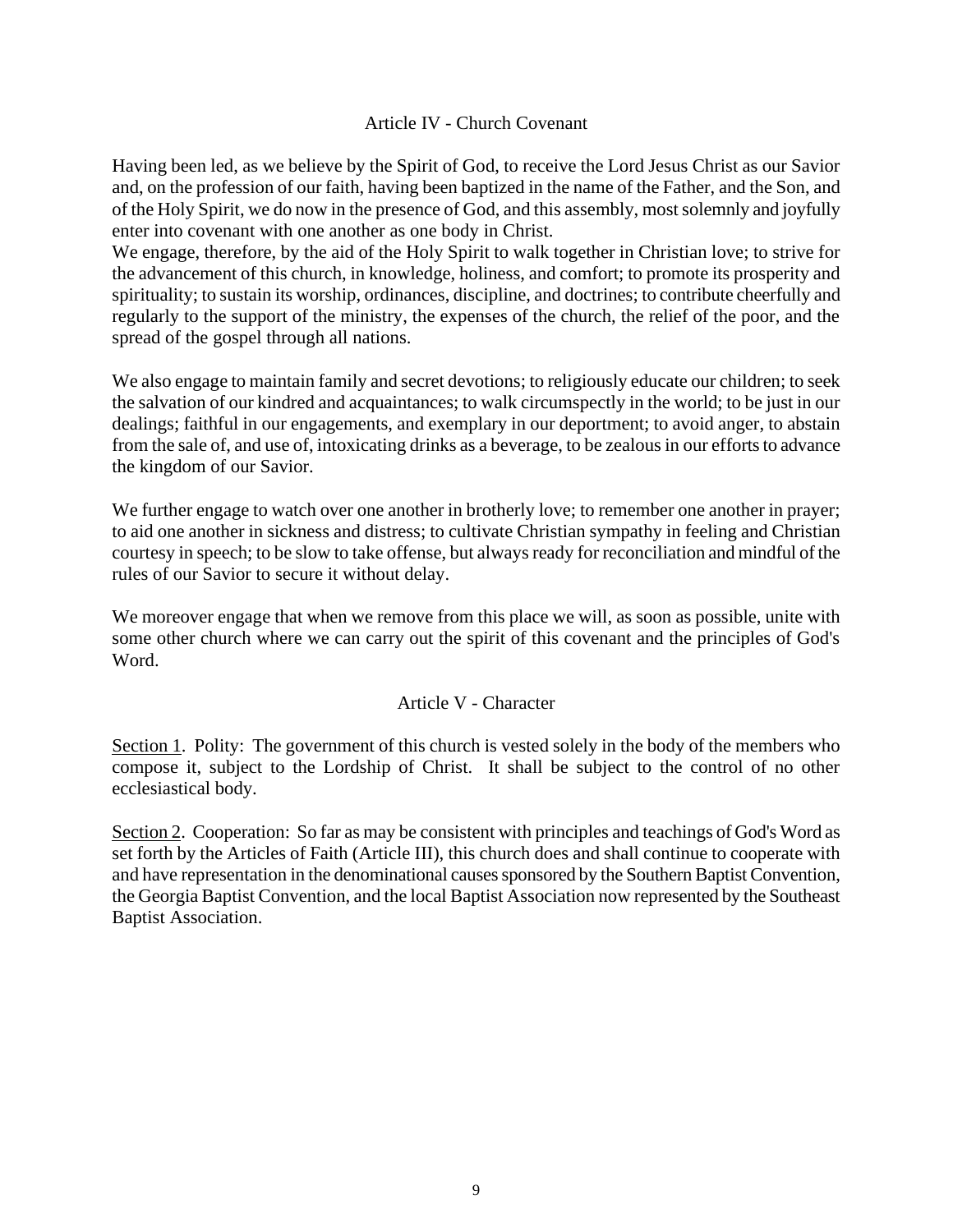## Article IV - Church Covenant

Having been led, as we believe by the Spirit of God, to receive the Lord Jesus Christ as our Savior and, on the profession of our faith, having been baptized in the name of the Father, and the Son, and of the Holy Spirit, we do now in the presence of God, and this assembly, most solemnly and joyfully enter into covenant with one another as one body in Christ.

We engage, therefore, by the aid of the Holy Spirit to walk together in Christian love; to strive for the advancement of this church, in knowledge, holiness, and comfort; to promote its prosperity and spirituality; to sustain its worship, ordinances, discipline, and doctrines; to contribute cheerfully and regularly to the support of the ministry, the expenses of the church, the relief of the poor, and the spread of the gospel through all nations.

We also engage to maintain family and secret devotions; to religiously educate our children; to seek the salvation of our kindred and acquaintances; to walk circumspectly in the world; to be just in our dealings; faithful in our engagements, and exemplary in our deportment; to avoid anger, to abstain from the sale of, and use of, intoxicating drinks as a beverage, to be zealous in our efforts to advance the kingdom of our Savior.

We further engage to watch over one another in brotherly love; to remember one another in prayer; to aid one another in sickness and distress; to cultivate Christian sympathy in feeling and Christian courtesy in speech; to be slow to take offense, but always ready for reconciliation and mindful of the rules of our Savior to secure it without delay.

We moreover engage that when we remove from this place we will, as soon as possible, unite with some other church where we can carry out the spirit of this covenant and the principles of God's Word.

## Article V - Character

<u>Section 1</u>. Polity: The government of this church is vested solely in the body of the members who compose it, subject to the Lordship of Christ. It shall be subject to the control of no other ecclesiastical body.

<u>Section 2</u>. Cooperation: So far as may be consistent with principles and teachings of God's Word as set forth by the Articles of Faith (Article III), this church does and shall continue to cooperate with and have representation in the denominational causes sponsored by the Southern Baptist Convention, the Georgia Baptist Convention, and the local Baptist Association now represented by the Southeast Baptist Association.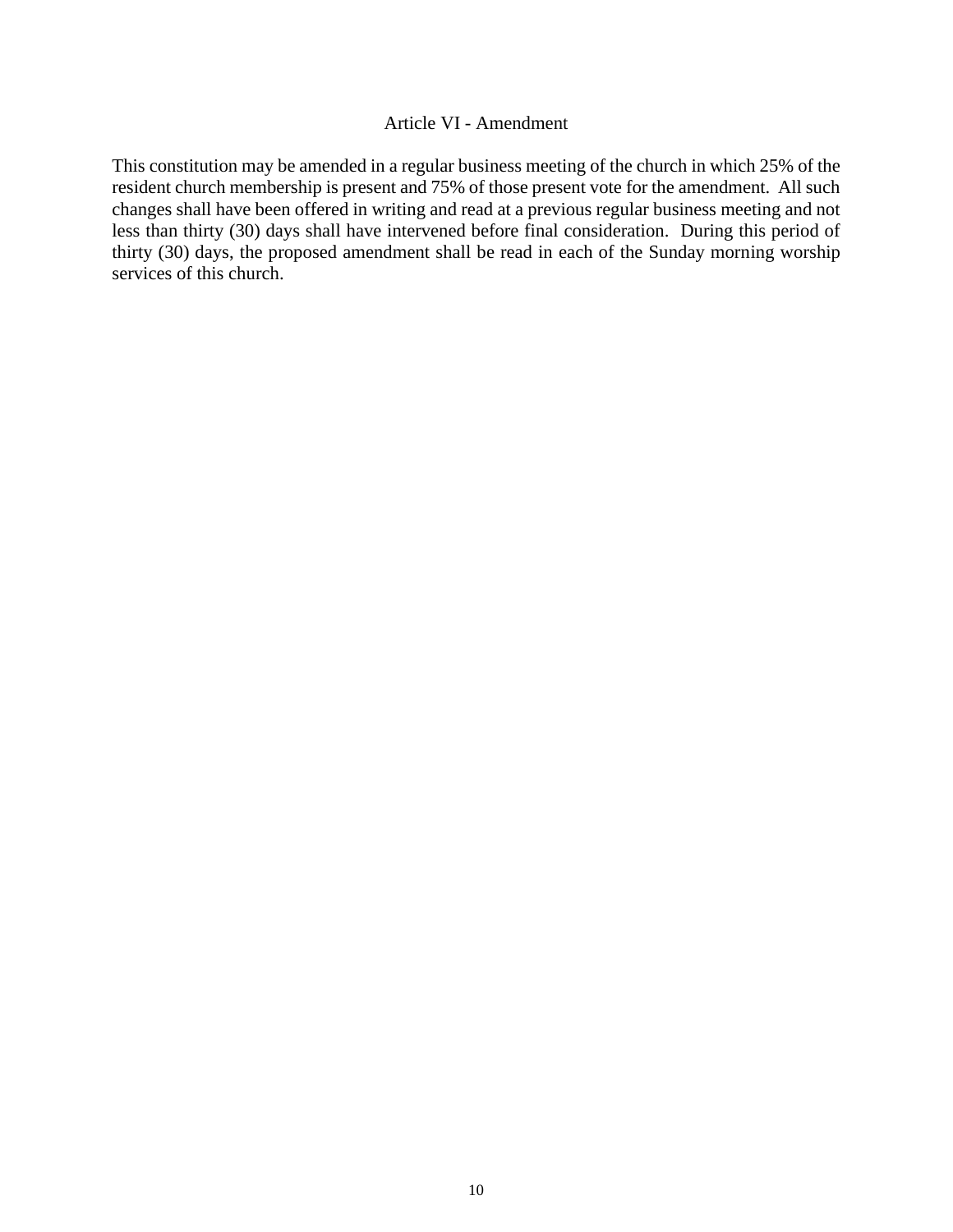## Article VI - Amendment

This constitution may be amended in a regular business meeting of the church in which 25% of the resident church membership is present and 75% of those present vote for the amendment. All such changes shall have been offered in writing and read at a previous regular business meeting and not less than thirty (30) days shall have intervened before final consideration. During this period of thirty (30) days, the proposed amendment shall be read in each of the Sunday morning worship services of this church.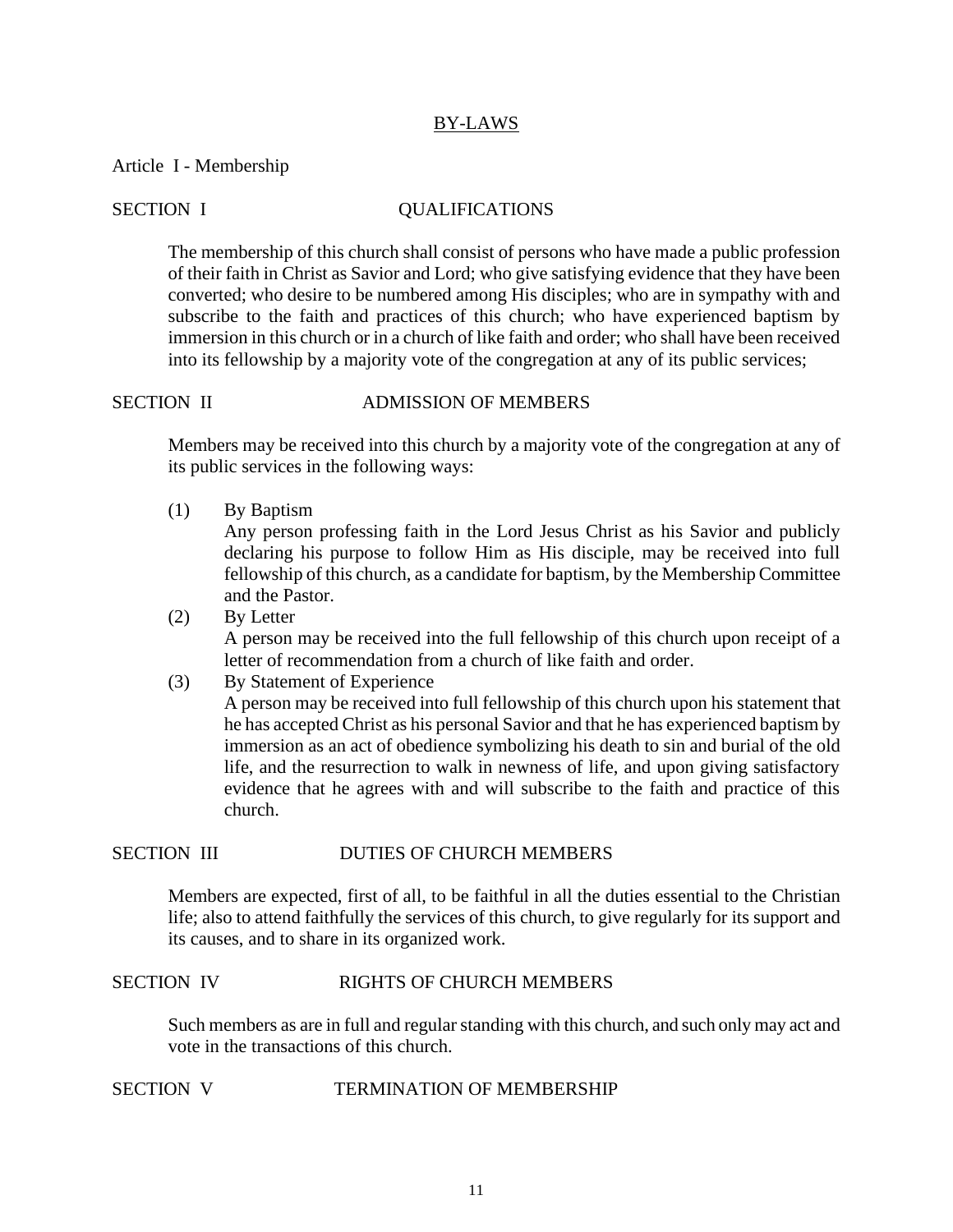# BY-LAWS

## Article I - Membership

### SECTION I QUALIFICATIONS

The membership of this church shall consist of persons who have made a public profession of their faith in Christ as Savior and Lord; who give satisfying evidence that they have been converted; who desire to be numbered among His disciples; who are in sympathy with and subscribe to the faith and practices of this church; who have experienced baptism by immersion in this church or in a church of like faith and order; who shall have been received into its fellowship by a majority vote of the congregation at any of its public services;

### SECTION II ADMISSION OF MEMBERS

Members may be received into this church by a majority vote of the congregation at any of its public services in the following ways:

(1) By Baptism
Any person professing faith in the Lord Jesus Christ as his Savior and publicly declaring his purpose to follow Him as His disciple, may be received into full fellowship of this church, as a candidate for baptism, by the Membership Committee and the Pastor.

(2) By Letter
A person may be received into the full fellowship of this church upon receipt of a letter of recommendation from a church of like faith and order.

(3) By Statement of Experience
A person may be received into full fellowship of this church upon his statement that he has accepted Christ as his personal Savior and that he has experienced baptism by immersion as an act of obedience symbolizing his death to sin and burial of the old life, and the resurrection to walk in newness of life, and upon giving satisfactory evidence that he agrees with and will subscribe to the faith and practice of this church.

### SECTION III DUTIES OF CHURCH MEMBERS

Members are expected, first of all, to be faithful in all the duties essential to the Christian life; also to attend faithfully the services of this church, to give regularly for its support and its causes, and to share in its organized work.

### SECTION IV RIGHTS OF CHURCH MEMBERS

Such members as are in full and regular standing with this church, and such only may act and vote in the transactions of this church.

### SECTION V TERMINATION OF MEMBERSHIP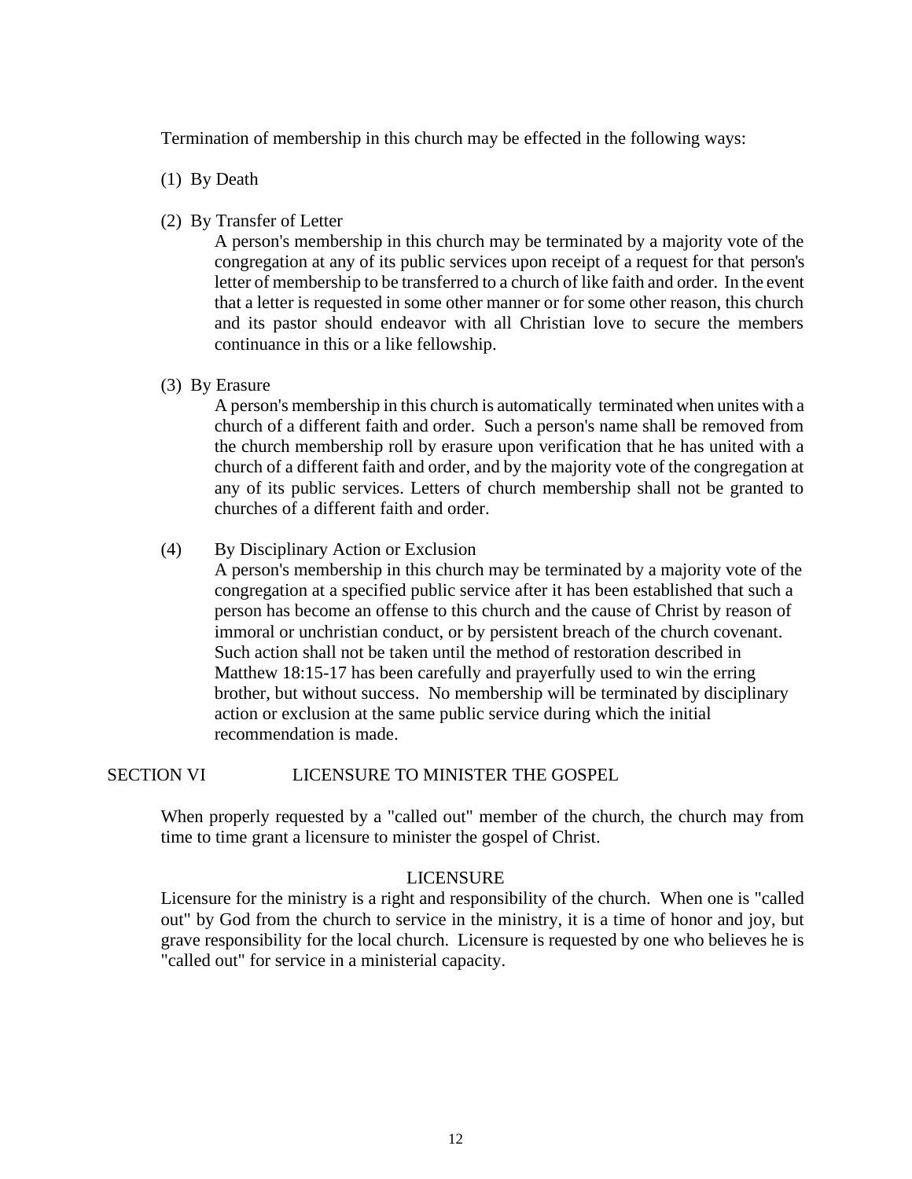Termination of membership in this church may be effected in the following ways:

(1) By Death

(2) By Transfer of Letter

A person's membership in this church may be terminated by a majority vote of the congregation at any of its public services upon receipt of a request for that person's letter of membership to be transferred to a church of like faith and order. In the event that a letter is requested in some other manner or for some other reason, this church and its pastor should endeavor with all Christian love to secure the members continuance in this or a like fellowship.

(3) By Erasure

A person's membership in this church is automatically terminated when unites with a church of a different faith and order. Such a person's name shall be removed from the church membership roll by erasure upon verification that he has united with a church of a different faith and order, and by the majority vote of the congregation at any of its public services. Letters of church membership shall not be granted to churches of a different faith and order.

(4) By Disciplinary Action or Exclusion

A person's membership in this church may be terminated by a majority vote of the congregation at a specified public service after it has been established that such a person has become an offense to this church and the cause of Christ by reason of immoral or unchristian conduct, or by persistent breach of the church covenant. Such action shall not be taken until the method of restoration described in Matthew 18:15-17 has been carefully and prayerfully used to win the erring brother, but without success. No membership will be terminated by disciplinary action or exclusion at the same public service during which the initial recommendation is made.

## SECTION VI LICENSURE TO MINISTER THE GOSPEL

When properly requested by a "called out" member of the church, the church may from time to time grant a licensure to minister the gospel of Christ.

### LICENSURE

Licensure for the ministry is a right and responsibility of the church. When one is "called out" by God from the church to service in the ministry, it is a time of honor and joy, but grave responsibility for the local church. Licensure is requested by one who believes he is "called out" for service in a ministerial capacity.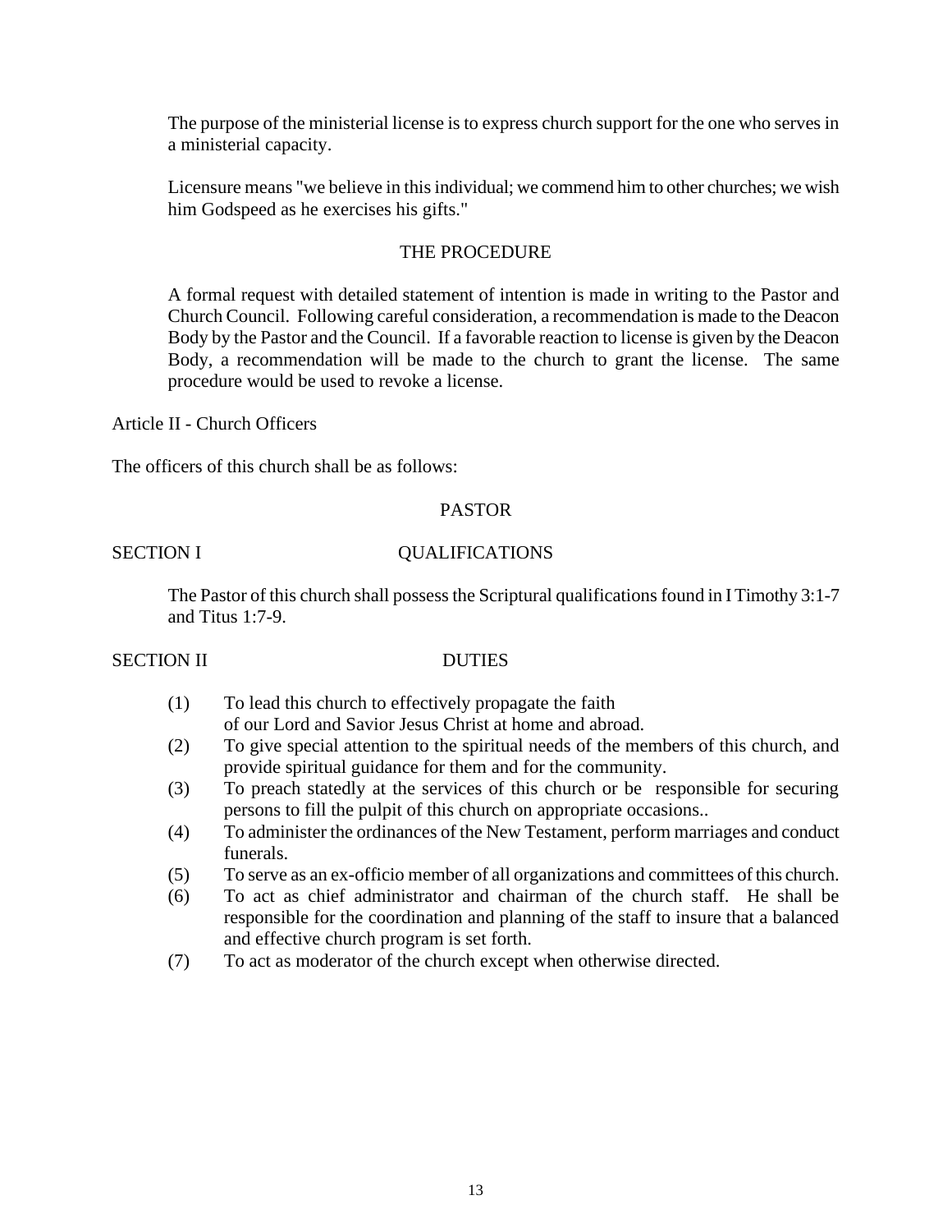The purpose of the ministerial license is to express church support for the one who serves in a ministerial capacity.

Licensure means "we believe in this individual; we commend him to other churches; we wish him Godspeed as he exercises his gifts."

### THE PROCEDURE

A formal request with detailed statement of intention is made in writing to the Pastor and Church Council. Following careful consideration, a recommendation is made to the Deacon Body by the Pastor and the Council. If a favorable reaction to license is given by the Deacon Body, a recommendation will be made to the church to grant the license. The same procedure would be used to revoke a license.

## Article II - Church Officers

The officers of this church shall be as follows:

### PASTOR

#### SECTION I QUALIFICATIONS

The Pastor of this church shall possess the Scriptural qualifications found in I Timothy 3:1-7 and Titus 1:7-9.

#### SECTION II DUTIES

(1) To lead this church to effectively propagate the faith of our Lord and Savior Jesus Christ at home and abroad.

(2) To give special attention to the spiritual needs of the members of this church, and provide spiritual guidance for them and for the community.

(3) To preach statedly at the services of this church or be responsible for securing persons to fill the pulpit of this church on appropriate occasions..

(4) To administer the ordinances of the New Testament, perform marriages and conduct funerals.

(5) To serve as an ex-officio member of all organizations and committees of this church.

(6) To act as chief administrator and chairman of the church staff. He shall be responsible for the coordination and planning of the staff to insure that a balanced and effective church program is set forth.

(7) To act as moderator of the church except when otherwise directed.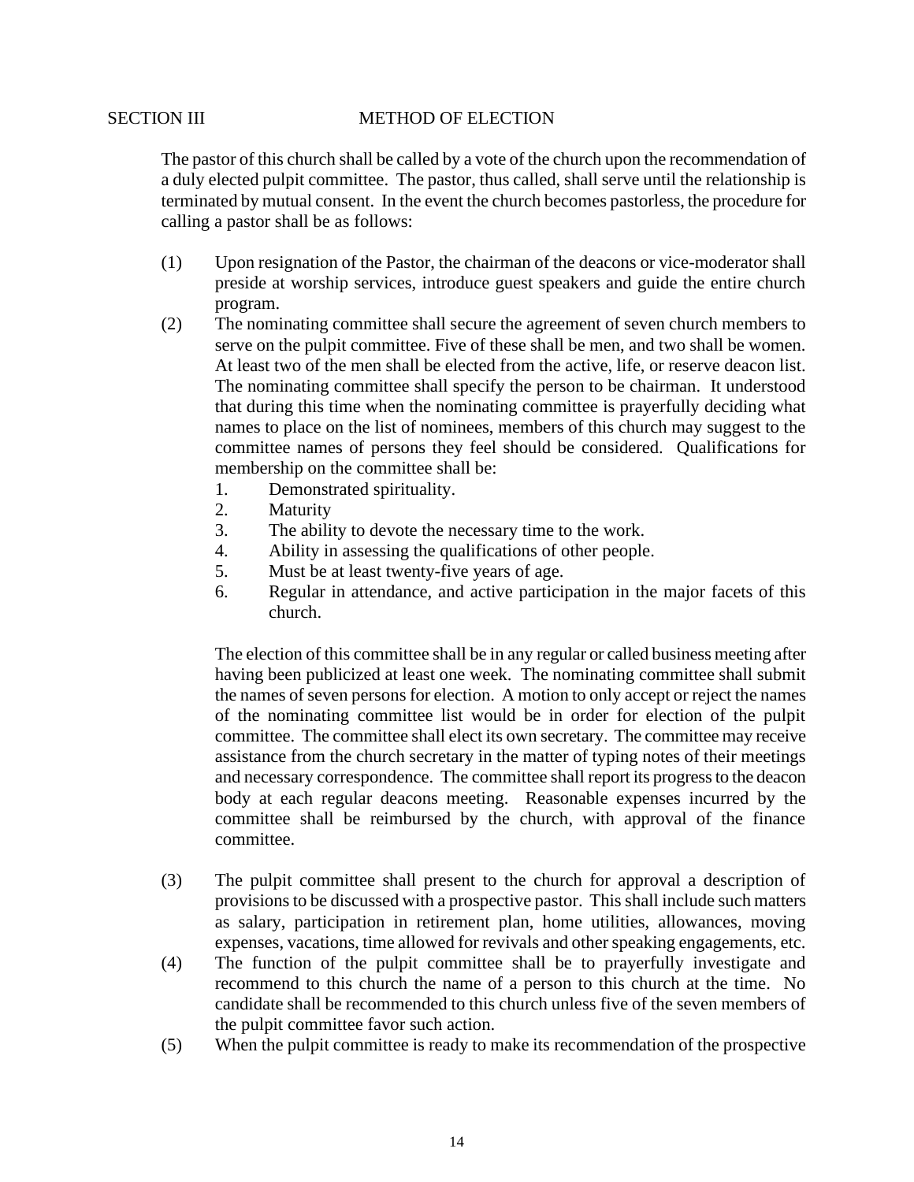## SECTION III METHOD OF ELECTION

The pastor of this church shall be called by a vote of the church upon the recommendation of a duly elected pulpit committee. The pastor, thus called, shall serve until the relationship is terminated by mutual consent. In the event the church becomes pastorless, the procedure for calling a pastor shall be as follows:

(1) Upon resignation of the Pastor, the chairman of the deacons or vice-moderator shall preside at worship services, introduce guest speakers and guide the entire church program.

(2) The nominating committee shall secure the agreement of seven church members to serve on the pulpit committee. Five of these shall be men, and two shall be women. At least two of the men shall be elected from the active, life, or reserve deacon list. The nominating committee shall specify the person to be chairman. It understood that during this time when the nominating committee is prayerfully deciding what names to place on the list of nominees, members of this church may suggest to the committee names of persons they feel should be considered. Qualifications for membership on the committee shall be:

1. Demonstrated spirituality.
2. Maturity
3. The ability to devote the necessary time to the work.
4. Ability in assessing the qualifications of other people.
5. Must be at least twenty-five years of age.
6. Regular in attendance, and active participation in the major facets of this church.

The election of this committee shall be in any regular or called business meeting after having been publicized at least one week. The nominating committee shall submit the names of seven persons for election. A motion to only accept or reject the names of the nominating committee list would be in order for election of the pulpit committee. The committee shall elect its own secretary. The committee may receive assistance from the church secretary in the matter of typing notes of their meetings and necessary correspondence. The committee shall report its progress to the deacon body at each regular deacons meeting. Reasonable expenses incurred by the committee shall be reimbursed by the church, with approval of the finance committee.

(3) The pulpit committee shall present to the church for approval a description of provisions to be discussed with a prospective pastor. This shall include such matters as salary, participation in retirement plan, home utilities, allowances, moving expenses, vacations, time allowed for revivals and other speaking engagements, etc.

(4) The function of the pulpit committee shall be to prayerfully investigate and recommend to this church the name of a person to this church at the time. No candidate shall be recommended to this church unless five of the seven members of the pulpit committee favor such action.

(5) When the pulpit committee is ready to make its recommendation of the prospective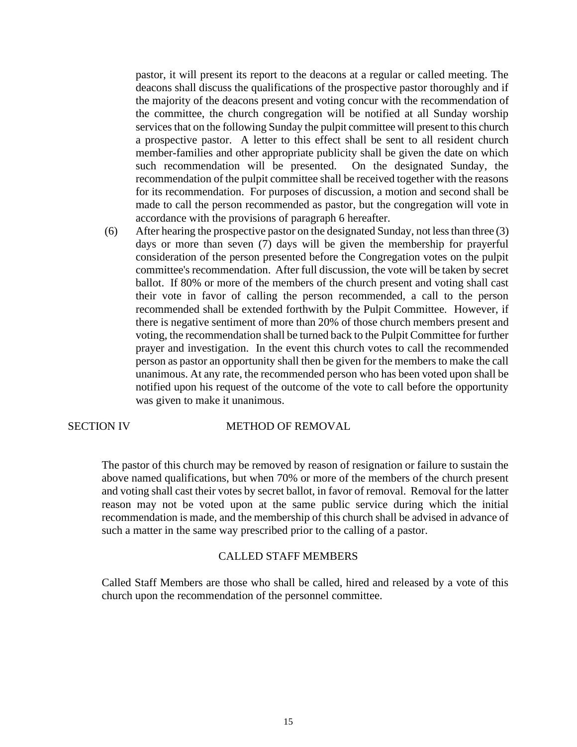pastor, it will present its report to the deacons at a regular or called meeting. The deacons shall discuss the qualifications of the prospective pastor thoroughly and if the majority of the deacons present and voting concur with the recommendation of the committee, the church congregation will be notified at all Sunday worship services that on the following Sunday the pulpit committee will present to this church a prospective pastor. A letter to this effect shall be sent to all resident church member-families and other appropriate publicity shall be given the date on which such recommendation will be presented. On the designated Sunday, the recommendation of the pulpit committee shall be received together with the reasons for its recommendation. For purposes of discussion, a motion and second shall be made to call the person recommended as pastor, but the congregation will vote in accordance with the provisions of paragraph 6 hereafter.

(6) After hearing the prospective pastor on the designated Sunday, not less than three (3) days or more than seven (7) days will be given the membership for prayerful consideration of the person presented before the Congregation votes on the pulpit committee's recommendation. After full discussion, the vote will be taken by secret ballot. If 80% or more of the members of the church present and voting shall cast their vote in favor of calling the person recommended, a call to the person recommended shall be extended forthwith by the Pulpit Committee. However, if there is negative sentiment of more than 20% of those church members present and voting, the recommendation shall be turned back to the Pulpit Committee for further prayer and investigation. In the event this church votes to call the recommended person as pastor an opportunity shall then be given for the members to make the call unanimous. At any rate, the recommended person who has been voted upon shall be notified upon his request of the outcome of the vote to call before the opportunity was given to make it unanimous.

## SECTION IV METHOD OF REMOVAL

The pastor of this church may be removed by reason of resignation or failure to sustain the above named qualifications, but when 70% or more of the members of the church present and voting shall cast their votes by secret ballot, in favor of removal. Removal for the latter reason may not be voted upon at the same public service during which the initial recommendation is made, and the membership of this church shall be advised in advance of such a matter in the same way prescribed prior to the calling of a pastor.

## CALLED STAFF MEMBERS

Called Staff Members are those who shall be called, hired and released by a vote of this church upon the recommendation of the personnel committee.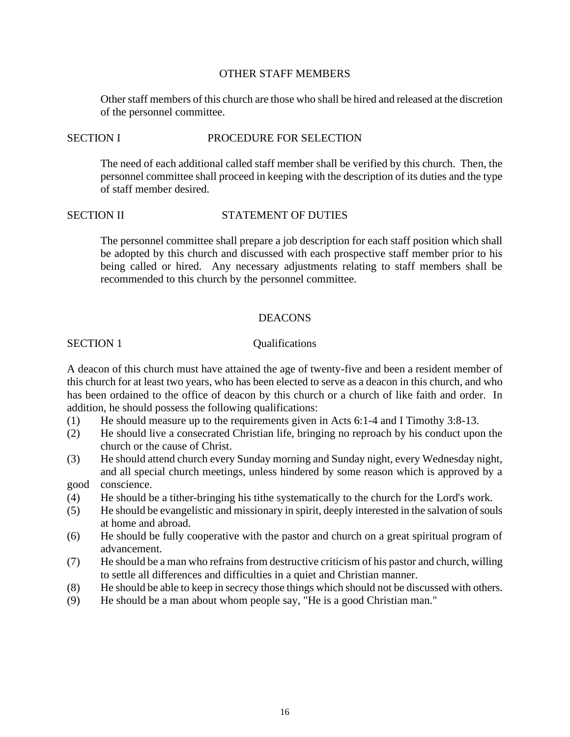## OTHER STAFF MEMBERS

Other staff members of this church are those who shall be hired and released at the discretion of the personnel committee.

### SECTION I PROCEDURE FOR SELECTION

The need of each additional called staff member shall be verified by this church. Then, the personnel committee shall proceed in keeping with the description of its duties and the type of staff member desired.

### SECTION II STATEMENT OF DUTIES

The personnel committee shall prepare a job description for each staff position which shall be adopted by this church and discussed with each prospective staff member prior to his being called or hired. Any necessary adjustments relating to staff members shall be recommended to this church by the personnel committee.

## DEACONS

### SECTION 1 Qualifications

A deacon of this church must have attained the age of twenty-five and been a resident member of this church for at least two years, who has been elected to serve as a deacon in this church, and who has been ordained to the office of deacon by this church or a church of like faith and order. In addition, he should possess the following qualifications:

(1) He should measure up to the requirements given in Acts 6:1-4 and I Timothy 3:8-13.

(2) He should live a consecrated Christian life, bringing no reproach by his conduct upon the church or the cause of Christ.

(3) He should attend church every Sunday morning and Sunday night, every Wednesday night, and all special church meetings, unless hindered by some reason which is approved by a good conscience.

(4) He should be a tither-bringing his tithe systematically to the church for the Lord's work.

(5) He should be evangelistic and missionary in spirit, deeply interested in the salvation of souls at home and abroad.

(6) He should be fully cooperative with the pastor and church on a great spiritual program of advancement.

(7) He should be a man who refrains from destructive criticism of his pastor and church, willing to settle all differences and difficulties in a quiet and Christian manner.

(8) He should be able to keep in secrecy those things which should not be discussed with others.

(9) He should be a man about whom people say, "He is a good Christian man."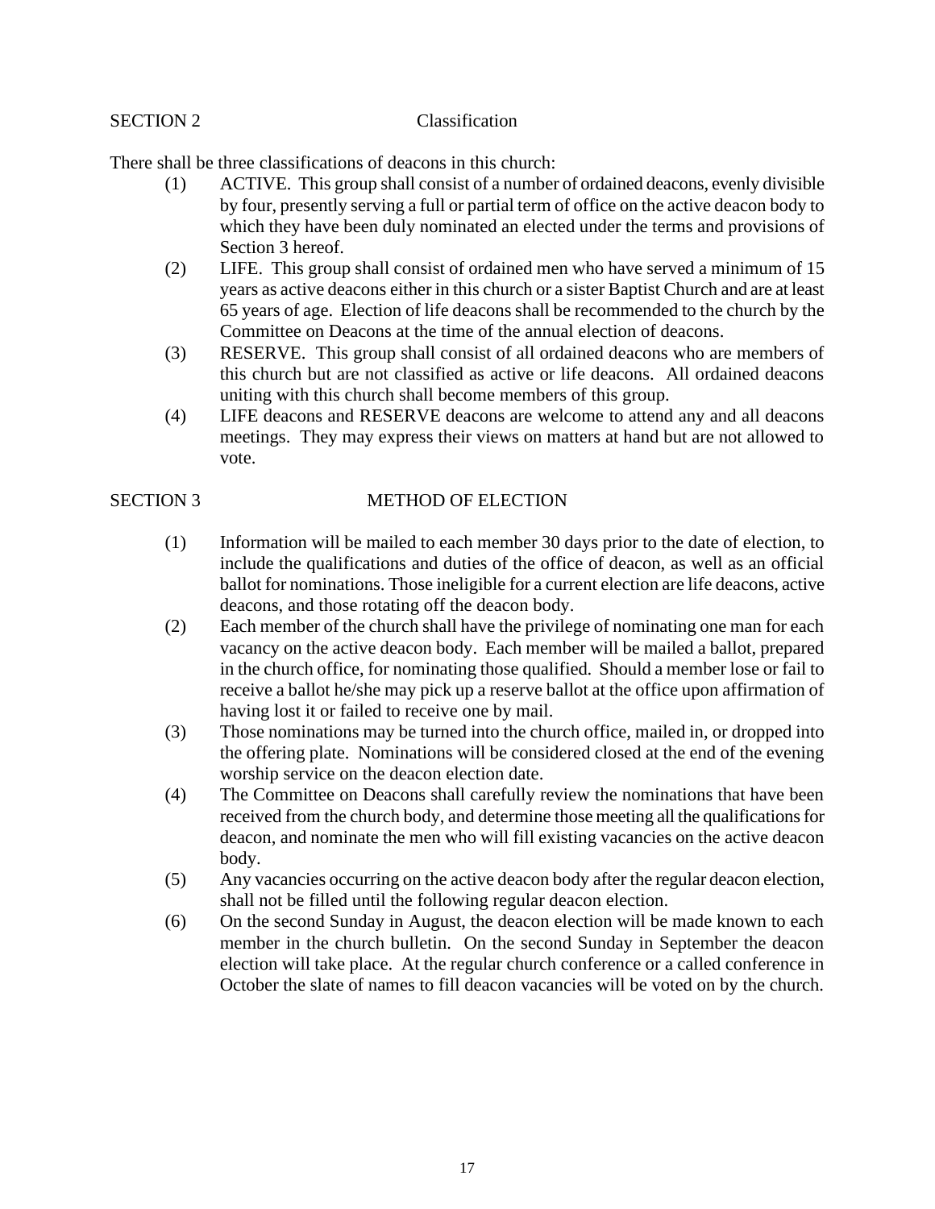## SECTION 2 Classification

There shall be three classifications of deacons in this church:

(1) ACTIVE. This group shall consist of a number of ordained deacons, evenly divisible by four, presently serving a full or partial term of office on the active deacon body to which they have been duly nominated an elected under the terms and provisions of Section 3 hereof.

(2) LIFE. This group shall consist of ordained men who have served a minimum of 15 years as active deacons either in this church or a sister Baptist Church and are at least 65 years of age. Election of life deacons shall be recommended to the church by the Committee on Deacons at the time of the annual election of deacons.

(3) RESERVE. This group shall consist of all ordained deacons who are members of this church but are not classified as active or life deacons. All ordained deacons uniting with this church shall become members of this group.

(4) LIFE deacons and RESERVE deacons are welcome to attend any and all deacons meetings. They may express their views on matters at hand but are not allowed to vote.

## SECTION 3 METHOD OF ELECTION

(1) Information will be mailed to each member 30 days prior to the date of election, to include the qualifications and duties of the office of deacon, as well as an official ballot for nominations. Those ineligible for a current election are life deacons, active deacons, and those rotating off the deacon body.

(2) Each member of the church shall have the privilege of nominating one man for each vacancy on the active deacon body. Each member will be mailed a ballot, prepared in the church office, for nominating those qualified. Should a member lose or fail to receive a ballot he/she may pick up a reserve ballot at the office upon affirmation of having lost it or failed to receive one by mail.

(3) Those nominations may be turned into the church office, mailed in, or dropped into the offering plate. Nominations will be considered closed at the end of the evening worship service on the deacon election date.

(4) The Committee on Deacons shall carefully review the nominations that have been received from the church body, and determine those meeting all the qualifications for deacon, and nominate the men who will fill existing vacancies on the active deacon body.

(5) Any vacancies occurring on the active deacon body after the regular deacon election, shall not be filled until the following regular deacon election.

(6) On the second Sunday in August, the deacon election will be made known to each member in the church bulletin. On the second Sunday in September the deacon election will take place. At the regular church conference or a called conference in October the slate of names to fill deacon vacancies will be voted on by the church.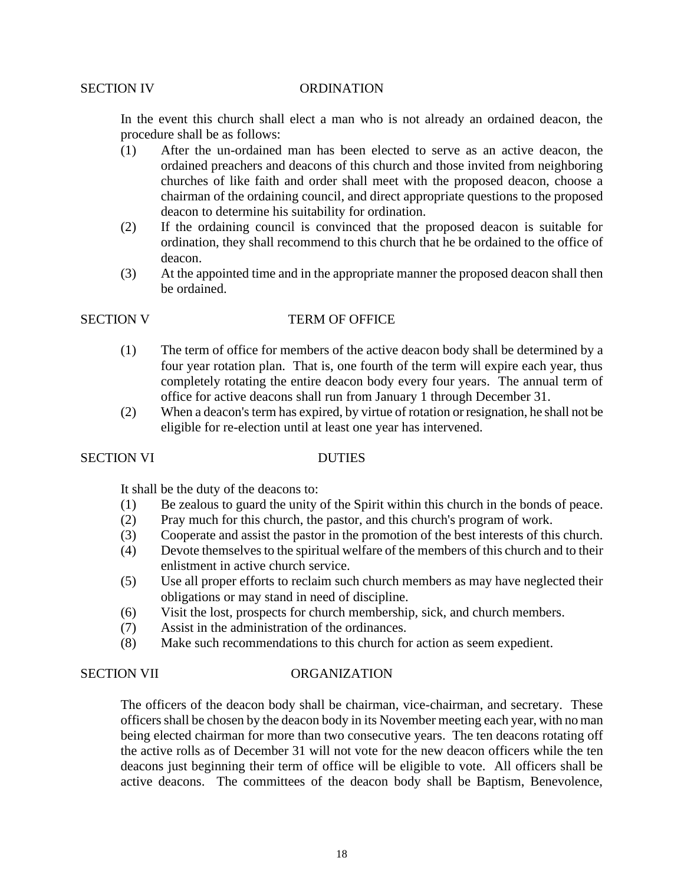### SECTION IV ORDINATION

In the event this church shall elect a man who is not already an ordained deacon, the procedure shall be as follows:

(1) After the un-ordained man has been elected to serve as an active deacon, the ordained preachers and deacons of this church and those invited from neighboring churches of like faith and order shall meet with the proposed deacon, choose a chairman of the ordaining council, and direct appropriate questions to the proposed deacon to determine his suitability for ordination.

(2) If the ordaining council is convinced that the proposed deacon is suitable for ordination, they shall recommend to this church that he be ordained to the office of deacon.

(3) At the appointed time and in the appropriate manner the proposed deacon shall then be ordained.

### SECTION V TERM OF OFFICE

(1) The term of office for members of the active deacon body shall be determined by a four year rotation plan. That is, one fourth of the term will expire each year, thus completely rotating the entire deacon body every four years. The annual term of office for active deacons shall run from January 1 through December 31.

(2) When a deacon's term has expired, by virtue of rotation or resignation, he shall not be eligible for re-election until at least one year has intervened.

### SECTION VI DUTIES

It shall be the duty of the deacons to:

(1) Be zealous to guard the unity of the Spirit within this church in the bonds of peace.

(2) Pray much for this church, the pastor, and this church's program of work.

(3) Cooperate and assist the pastor in the promotion of the best interests of this church.

(4) Devote themselves to the spiritual welfare of the members of this church and to their enlistment in active church service.

(5) Use all proper efforts to reclaim such church members as may have neglected their obligations or may stand in need of discipline.

(6) Visit the lost, prospects for church membership, sick, and church members.

(7) Assist in the administration of the ordinances.

(8) Make such recommendations to this church for action as seem expedient.

### SECTION VII ORGANIZATION

The officers of the deacon body shall be chairman, vice-chairman, and secretary. These officers shall be chosen by the deacon body in its November meeting each year, with no man being elected chairman for more than two consecutive years. The ten deacons rotating off the active rolls as of December 31 will not vote for the new deacon officers while the ten deacons just beginning their term of office will be eligible to vote. All officers shall be active deacons. The committees of the deacon body shall be Baptism, Benevolence,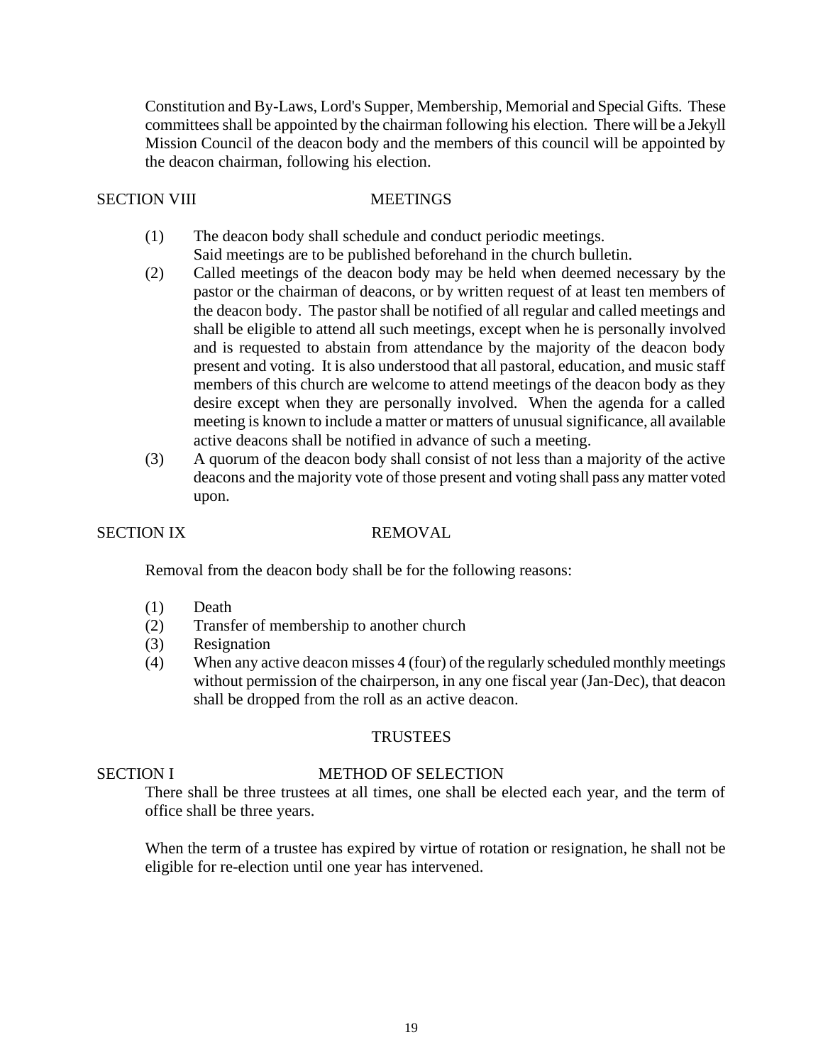Constitution and By-Laws, Lord's Supper, Membership, Memorial and Special Gifts. These committees shall be appointed by the chairman following his election. There will be a Jekyll Mission Council of the deacon body and the members of this council will be appointed by the deacon chairman, following his election.

### SECTION VIII MEETINGS

(1) The deacon body shall schedule and conduct periodic meetings. Said meetings are to be published beforehand in the church bulletin.

(2) Called meetings of the deacon body may be held when deemed necessary by the pastor or the chairman of deacons, or by written request of at least ten members of the deacon body. The pastor shall be notified of all regular and called meetings and shall be eligible to attend all such meetings, except when he is personally involved and is requested to abstain from attendance by the majority of the deacon body present and voting. It is also understood that all pastoral, education, and music staff members of this church are welcome to attend meetings of the deacon body as they desire except when they are personally involved. When the agenda for a called meeting is known to include a matter or matters of unusual significance, all available active deacons shall be notified in advance of such a meeting.

(3) A quorum of the deacon body shall consist of not less than a majority of the active deacons and the majority vote of those present and voting shall pass any matter voted upon.

### SECTION IX REMOVAL

Removal from the deacon body shall be for the following reasons:

(1) Death

(2) Transfer of membership to another church

(3) Resignation

(4) When any active deacon misses 4 (four) of the regularly scheduled monthly meetings without permission of the chairperson, in any one fiscal year (Jan-Dec), that deacon shall be dropped from the roll as an active deacon.

## TRUSTEES

### SECTION I METHOD OF SELECTION

There shall be three trustees at all times, one shall be elected each year, and the term of office shall be three years.

When the term of a trustee has expired by virtue of rotation or resignation, he shall not be eligible for re-election until one year has intervened.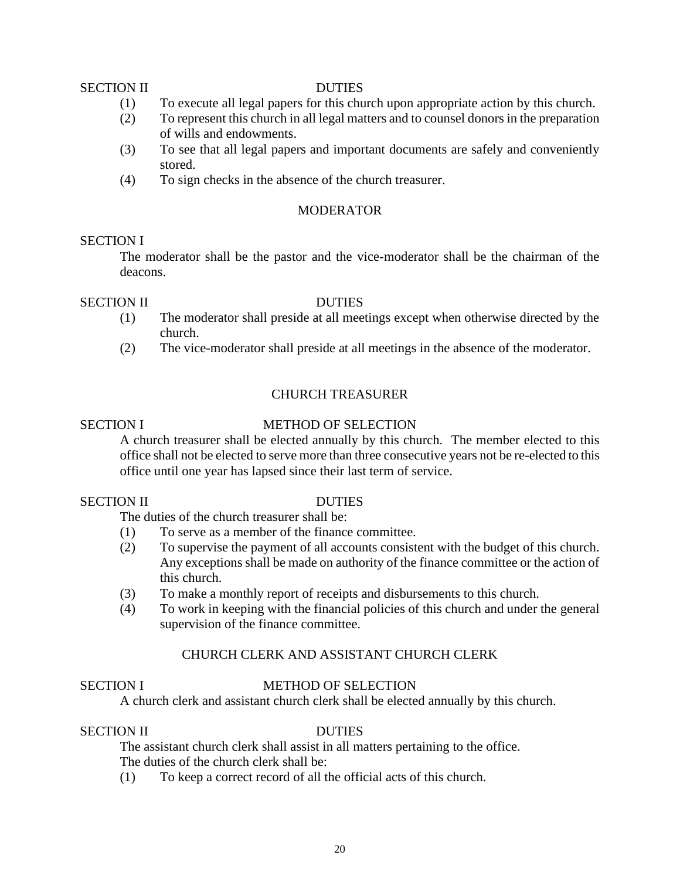SECTION II DUTIES

(1) To execute all legal papers for this church upon appropriate action by this church.
(2) To represent this church in all legal matters and to counsel donors in the preparation of wills and endowments.
(3) To see that all legal papers and important documents are safely and conveniently stored.
(4) To sign checks in the absence of the church treasurer.

## MODERATOR

SECTION I

The moderator shall be the pastor and the vice-moderator shall be the chairman of the deacons.

SECTION II DUTIES

(1) The moderator shall preside at all meetings except when otherwise directed by the church.
(2) The vice-moderator shall preside at all meetings in the absence of the moderator.

## CHURCH TREASURER

SECTION I METHOD OF SELECTION

A church treasurer shall be elected annually by this church. The member elected to this office shall not be elected to serve more than three consecutive years not be re-elected to this office until one year has lapsed since their last term of service.

SECTION II DUTIES

The duties of the church treasurer shall be:

(1) To serve as a member of the finance committee.
(2) To supervise the payment of all accounts consistent with the budget of this church. Any exceptions shall be made on authority of the finance committee or the action of this church.
(3) To make a monthly report of receipts and disbursements to this church.
(4) To work in keeping with the financial policies of this church and under the general supervision of the finance committee.

## CHURCH CLERK AND ASSISTANT CHURCH CLERK

SECTION I METHOD OF SELECTION

A church clerk and assistant church clerk shall be elected annually by this church.

SECTION II DUTIES

The assistant church clerk shall assist in all matters pertaining to the office.
The duties of the church clerk shall be:

(1) To keep a correct record of all the official acts of this church.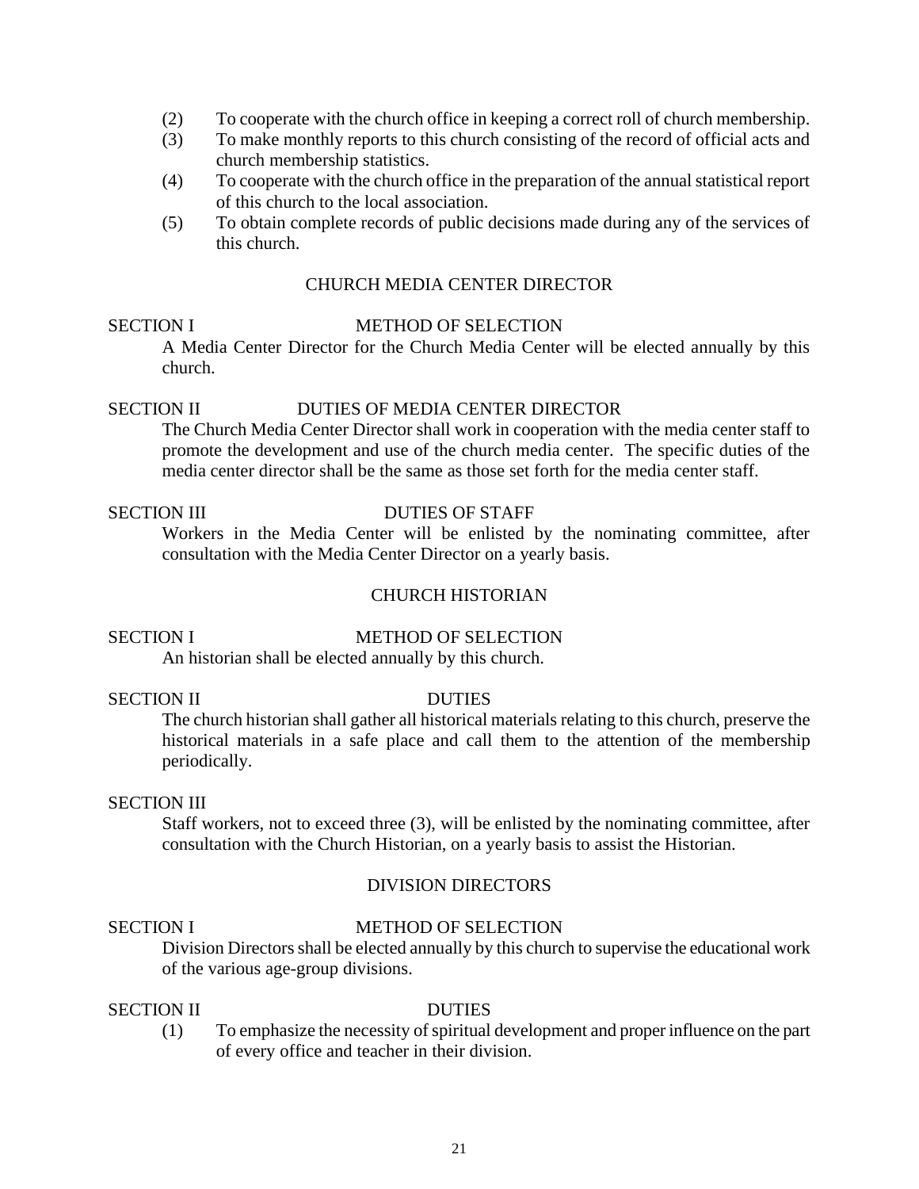(2) To cooperate with the church office in keeping a correct roll of church membership.

(3) To make monthly reports to this church consisting of the record of official acts and church membership statistics.

(4) To cooperate with the church office in the preparation of the annual statistical report of this church to the local association.

(5) To obtain complete records of public decisions made during any of the services of this church.

## CHURCH MEDIA CENTER DIRECTOR

### SECTION I METHOD OF SELECTION

A Media Center Director for the Church Media Center will be elected annually by this church.

### SECTION II DUTIES OF MEDIA CENTER DIRECTOR

The Church Media Center Director shall work in cooperation with the media center staff to promote the development and use of the church media center. The specific duties of the media center director shall be the same as those set forth for the media center staff.

### SECTION III DUTIES OF STAFF

Workers in the Media Center will be enlisted by the nominating committee, after consultation with the Media Center Director on a yearly basis.

## CHURCH HISTORIAN

### SECTION I METHOD OF SELECTION

An historian shall be elected annually by this church.

### SECTION II DUTIES

The church historian shall gather all historical materials relating to this church, preserve the historical materials in a safe place and call them to the attention of the membership periodically.

### SECTION III

Staff workers, not to exceed three (3), will be enlisted by the nominating committee, after consultation with the Church Historian, on a yearly basis to assist the Historian.

## DIVISION DIRECTORS

### SECTION I METHOD OF SELECTION

Division Directors shall be elected annually by this church to supervise the educational work of the various age-group divisions.

### SECTION II DUTIES

(1) To emphasize the necessity of spiritual development and proper influence on the part of every office and teacher in their division.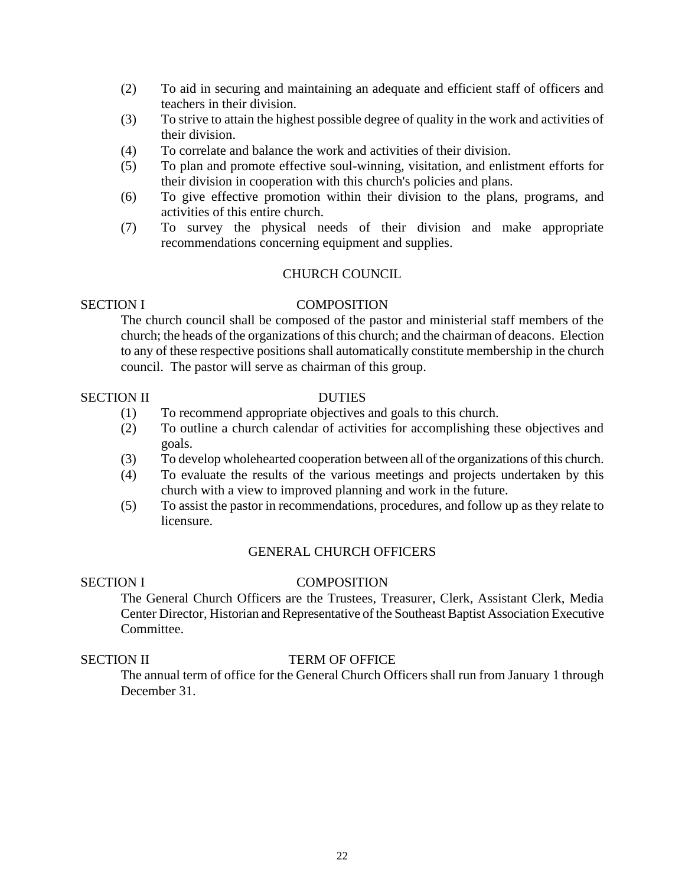(2) To aid in securing and maintaining an adequate and efficient staff of officers and teachers in their division.

(3) To strive to attain the highest possible degree of quality in the work and activities of their division.

(4) To correlate and balance the work and activities of their division.

(5) To plan and promote effective soul-winning, visitation, and enlistment efforts for their division in cooperation with this church's policies and plans.

(6) To give effective promotion within their division to the plans, programs, and activities of this entire church.

(7) To survey the physical needs of their division and make appropriate recommendations concerning equipment and supplies.

## CHURCH COUNCIL

### SECTION I COMPOSITION

The church council shall be composed of the pastor and ministerial staff members of the church; the heads of the organizations of this church; and the chairman of deacons. Election to any of these respective positions shall automatically constitute membership in the church council. The pastor will serve as chairman of this group.

### SECTION II DUTIES

(1) To recommend appropriate objectives and goals to this church.

(2) To outline a church calendar of activities for accomplishing these objectives and goals.

(3) To develop wholehearted cooperation between all of the organizations of this church.

(4) To evaluate the results of the various meetings and projects undertaken by this church with a view to improved planning and work in the future.

(5) To assist the pastor in recommendations, procedures, and follow up as they relate to licensure.

## GENERAL CHURCH OFFICERS

### SECTION I COMPOSITION

The General Church Officers are the Trustees, Treasurer, Clerk, Assistant Clerk, Media Center Director, Historian and Representative of the Southeast Baptist Association Executive Committee.

### SECTION II TERM OF OFFICE

The annual term of office for the General Church Officers shall run from January 1 through December 31.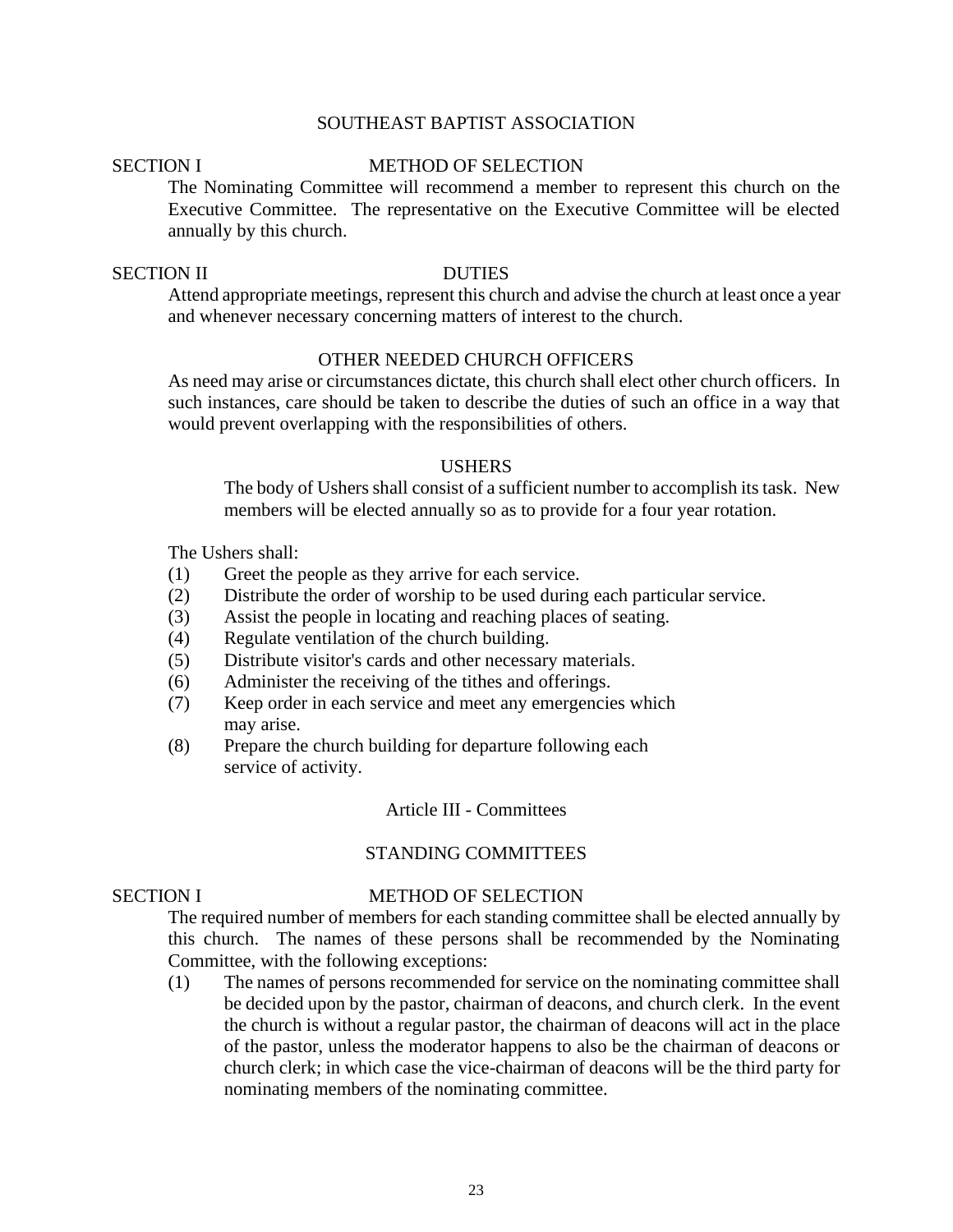## SOUTHEAST BAPTIST ASSOCIATION

### SECTION I — METHOD OF SELECTION

The Nominating Committee will recommend a member to represent this church on the Executive Committee. The representative on the Executive Committee will be elected annually by this church.

### SECTION II — DUTIES

Attend appropriate meetings, represent this church and advise the church at least once a year and whenever necessary concerning matters of interest to the church.

## OTHER NEEDED CHURCH OFFICERS

As need may arise or circumstances dictate, this church shall elect other church officers. In such instances, care should be taken to describe the duties of such an office in a way that would prevent overlapping with the responsibilities of others.

## USHERS

The body of Ushers shall consist of a sufficient number to accomplish its task. New members will be elected annually so as to provide for a four year rotation.

The Ushers shall:

(1) Greet the people as they arrive for each service.
(2) Distribute the order of worship to be used during each particular service.
(3) Assist the people in locating and reaching places of seating.
(4) Regulate ventilation of the church building.
(5) Distribute visitor's cards and other necessary materials.
(6) Administer the receiving of the tithes and offerings.
(7) Keep order in each service and meet any emergencies which may arise.
(8) Prepare the church building for departure following each service of activity.

# Article III - Committees

## STANDING COMMITTEES

### SECTION I — METHOD OF SELECTION

The required number of members for each standing committee shall be elected annually by this church. The names of these persons shall be recommended by the Nominating Committee, with the following exceptions:

(1) The names of persons recommended for service on the nominating committee shall be decided upon by the pastor, chairman of deacons, and church clerk. In the event the church is without a regular pastor, the chairman of deacons will act in the place of the pastor, unless the moderator happens to also be the chairman of deacons or church clerk; in which case the vice-chairman of deacons will be the third party for nominating members of the nominating committee.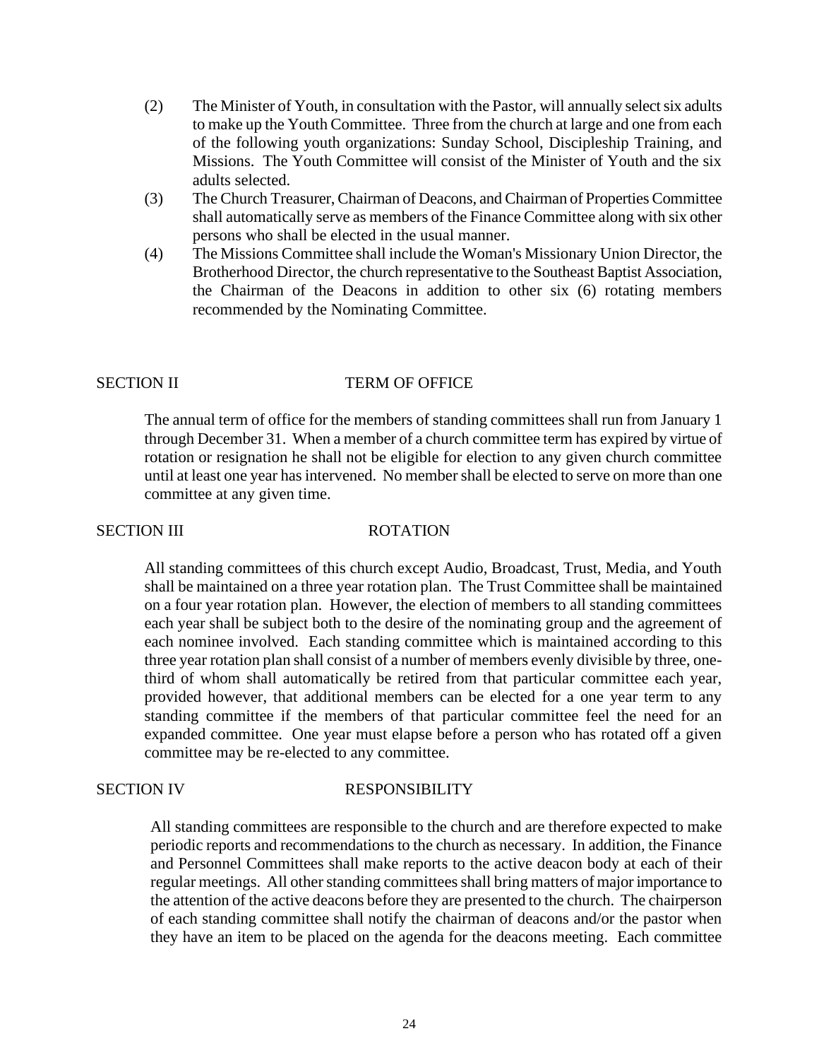(2) The Minister of Youth, in consultation with the Pastor, will annually select six adults to make up the Youth Committee. Three from the church at large and one from each of the following youth organizations: Sunday School, Discipleship Training, and Missions. The Youth Committee will consist of the Minister of Youth and the six adults selected.

(3) The Church Treasurer, Chairman of Deacons, and Chairman of Properties Committee shall automatically serve as members of the Finance Committee along with six other persons who shall be elected in the usual manner.

(4) The Missions Committee shall include the Woman's Missionary Union Director, the Brotherhood Director, the church representative to the Southeast Baptist Association, the Chairman of the Deacons in addition to other six (6) rotating members recommended by the Nominating Committee.

## SECTION II — TERM OF OFFICE

The annual term of office for the members of standing committees shall run from January 1 through December 31. When a member of a church committee term has expired by virtue of rotation or resignation he shall not be eligible for election to any given church committee until at least one year has intervened. No member shall be elected to serve on more than one committee at any given time.

## SECTION III — ROTATION

All standing committees of this church except Audio, Broadcast, Trust, Media, and Youth shall be maintained on a three year rotation plan. The Trust Committee shall be maintained on a four year rotation plan. However, the election of members to all standing committees each year shall be subject both to the desire of the nominating group and the agreement of each nominee involved. Each standing committee which is maintained according to this three year rotation plan shall consist of a number of members evenly divisible by three, one-third of whom shall automatically be retired from that particular committee each year, provided however, that additional members can be elected for a one year term to any standing committee if the members of that particular committee feel the need for an expanded committee. One year must elapse before a person who has rotated off a given committee may be re-elected to any committee.

## SECTION IV — RESPONSIBILITY

All standing committees are responsible to the church and are therefore expected to make periodic reports and recommendations to the church as necessary. In addition, the Finance and Personnel Committees shall make reports to the active deacon body at each of their regular meetings. All other standing committees shall bring matters of major importance to the attention of the active deacons before they are presented to the church. The chairperson of each standing committee shall notify the chairman of deacons and/or the pastor when they have an item to be placed on the agenda for the deacons meeting. Each committee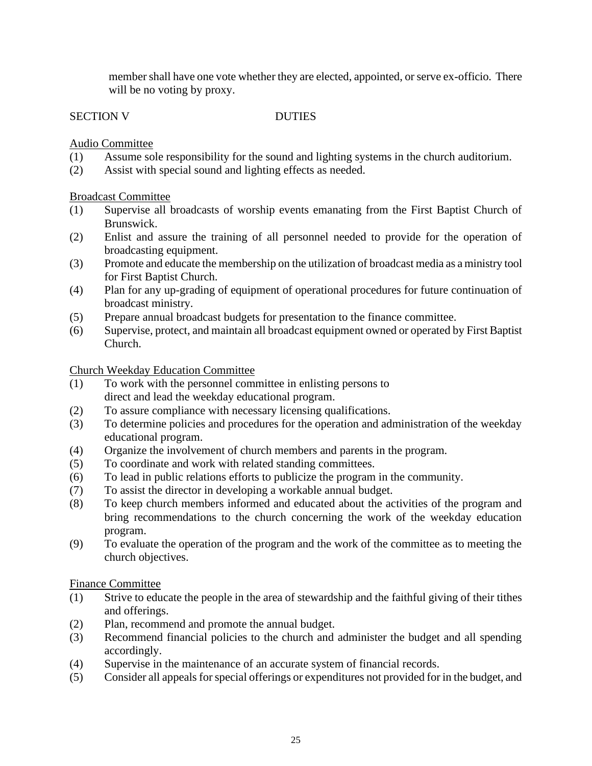member shall have one vote whether they are elected, appointed, or serve ex-officio. There will be no voting by proxy.

SECTION V DUTIES

Audio Committee

(1) Assume sole responsibility for the sound and lighting systems in the church auditorium.
(2) Assist with special sound and lighting effects as needed.

Broadcast Committee

(1) Supervise all broadcasts of worship events emanating from the First Baptist Church of Brunswick.
(2) Enlist and assure the training of all personnel needed to provide for the operation of broadcasting equipment.
(3) Promote and educate the membership on the utilization of broadcast media as a ministry tool for First Baptist Church.
(4) Plan for any up-grading of equipment of operational procedures for future continuation of broadcast ministry.
(5) Prepare annual broadcast budgets for presentation to the finance committee.
(6) Supervise, protect, and maintain all broadcast equipment owned or operated by First Baptist Church.

Church Weekday Education Committee

(1) To work with the personnel committee in enlisting persons to direct and lead the weekday educational program.
(2) To assure compliance with necessary licensing qualifications.
(3) To determine policies and procedures for the operation and administration of the weekday educational program.
(4) Organize the involvement of church members and parents in the program.
(5) To coordinate and work with related standing committees.
(6) To lead in public relations efforts to publicize the program in the community.
(7) To assist the director in developing a workable annual budget.
(8) To keep church members informed and educated about the activities of the program and bring recommendations to the church concerning the work of the weekday education program.
(9) To evaluate the operation of the program and the work of the committee as to meeting the church objectives.

Finance Committee

(1) Strive to educate the people in the area of stewardship and the faithful giving of their tithes and offerings.
(2) Plan, recommend and promote the annual budget.
(3) Recommend financial policies to the church and administer the budget and all spending accordingly.
(4) Supervise in the maintenance of an accurate system of financial records.
(5) Consider all appeals for special offerings or expenditures not provided for in the budget, and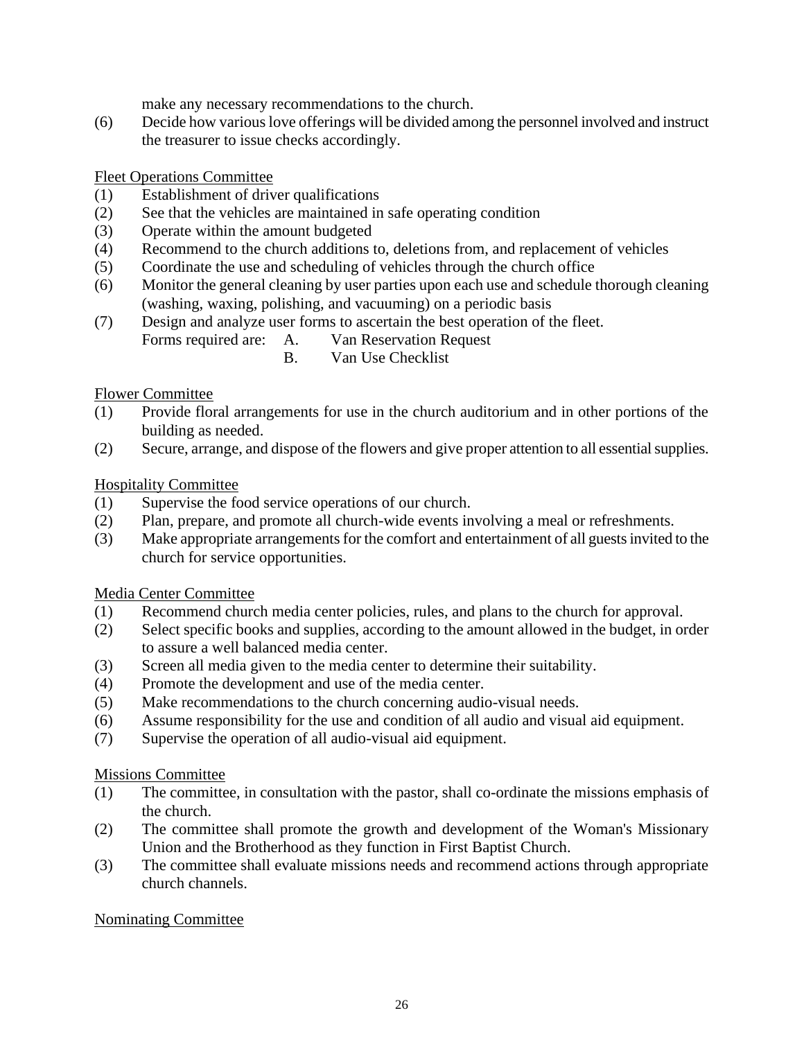make any necessary recommendations to the church.

(6) Decide how various love offerings will be divided among the personnel involved and instruct the treasurer to issue checks accordingly.

<u>Fleet Operations Committee</u>

(1) Establishment of driver qualifications
(2) See that the vehicles are maintained in safe operating condition
(3) Operate within the amount budgeted
(4) Recommend to the church additions to, deletions from, and replacement of vehicles
(5) Coordinate the use and scheduling of vehicles through the church office
(6) Monitor the general cleaning by user parties upon each use and schedule thorough cleaning (washing, waxing, polishing, and vacuuming) on a periodic basis
(7) Design and analyze user forms to ascertain the best operation of the fleet.
Forms required are: A. Van Reservation Request
B. Van Use Checklist

<u>Flower Committee</u>

(1) Provide floral arrangements for use in the church auditorium and in other portions of the building as needed.
(2) Secure, arrange, and dispose of the flowers and give proper attention to all essential supplies.

<u>Hospitality Committee</u>

(1) Supervise the food service operations of our church.
(2) Plan, prepare, and promote all church-wide events involving a meal or refreshments.
(3) Make appropriate arrangements for the comfort and entertainment of all guests invited to the church for service opportunities.

<u>Media Center Committee</u>

(1) Recommend church media center policies, rules, and plans to the church for approval.
(2) Select specific books and supplies, according to the amount allowed in the budget, in order to assure a well balanced media center.
(3) Screen all media given to the media center to determine their suitability.
(4) Promote the development and use of the media center.
(5) Make recommendations to the church concerning audio-visual needs.
(6) Assume responsibility for the use and condition of all audio and visual aid equipment.
(7) Supervise the operation of all audio-visual aid equipment.

<u>Missions Committee</u>

(1) The committee, in consultation with the pastor, shall co-ordinate the missions emphasis of the church.
(2) The committee shall promote the growth and development of the Woman's Missionary Union and the Brotherhood as they function in First Baptist Church.
(3) The committee shall evaluate missions needs and recommend actions through appropriate church channels.

<u>Nominating Committee</u>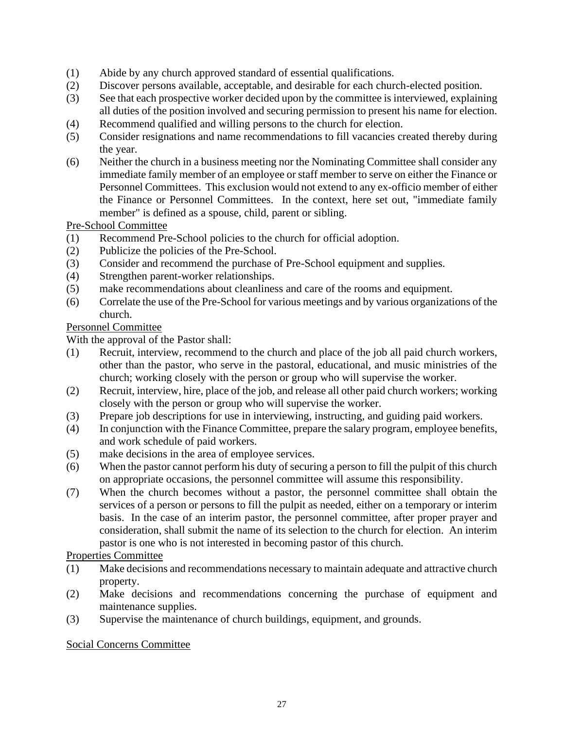(1) Abide by any church approved standard of essential qualifications.
(2) Discover persons available, acceptable, and desirable for each church-elected position.
(3) See that each prospective worker decided upon by the committee is interviewed, explaining all duties of the position involved and securing permission to present his name for election.
(4) Recommend qualified and willing persons to the church for election.
(5) Consider resignations and name recommendations to fill vacancies created thereby during the year.
(6) Neither the church in a business meeting nor the Nominating Committee shall consider any immediate family member of an employee or staff member to serve on either the Finance or Personnel Committees. This exclusion would not extend to any ex-officio member of either the Finance or Personnel Committees. In the context, here set out, "immediate family member" is defined as a spouse, child, parent or sibling.

<u>Pre-School Committee</u>

(1) Recommend Pre-School policies to the church for official adoption.
(2) Publicize the policies of the Pre-School.
(3) Consider and recommend the purchase of Pre-School equipment and supplies.
(4) Strengthen parent-worker relationships.
(5) make recommendations about cleanliness and care of the rooms and equipment.
(6) Correlate the use of the Pre-School for various meetings and by various organizations of the church.

<u>Personnel Committee</u>

With the approval of the Pastor shall:

(1) Recruit, interview, recommend to the church and place of the job all paid church workers, other than the pastor, who serve in the pastoral, educational, and music ministries of the church; working closely with the person or group who will supervise the worker.
(2) Recruit, interview, hire, place of the job, and release all other paid church workers; working closely with the person or group who will supervise the worker.
(3) Prepare job descriptions for use in interviewing, instructing, and guiding paid workers.
(4) In conjunction with the Finance Committee, prepare the salary program, employee benefits, and work schedule of paid workers.
(5) make decisions in the area of employee services.
(6) When the pastor cannot perform his duty of securing a person to fill the pulpit of this church on appropriate occasions, the personnel committee will assume this responsibility.
(7) When the church becomes without a pastor, the personnel committee shall obtain the services of a person or persons to fill the pulpit as needed, either on a temporary or interim basis. In the case of an interim pastor, the personnel committee, after proper prayer and consideration, shall submit the name of its selection to the church for election. An interim pastor is one who is not interested in becoming pastor of this church.

<u>Properties Committee</u>

(1) Make decisions and recommendations necessary to maintain adequate and attractive church property.
(2) Make decisions and recommendations concerning the purchase of equipment and maintenance supplies.
(3) Supervise the maintenance of church buildings, equipment, and grounds.

<u>Social Concerns Committee</u>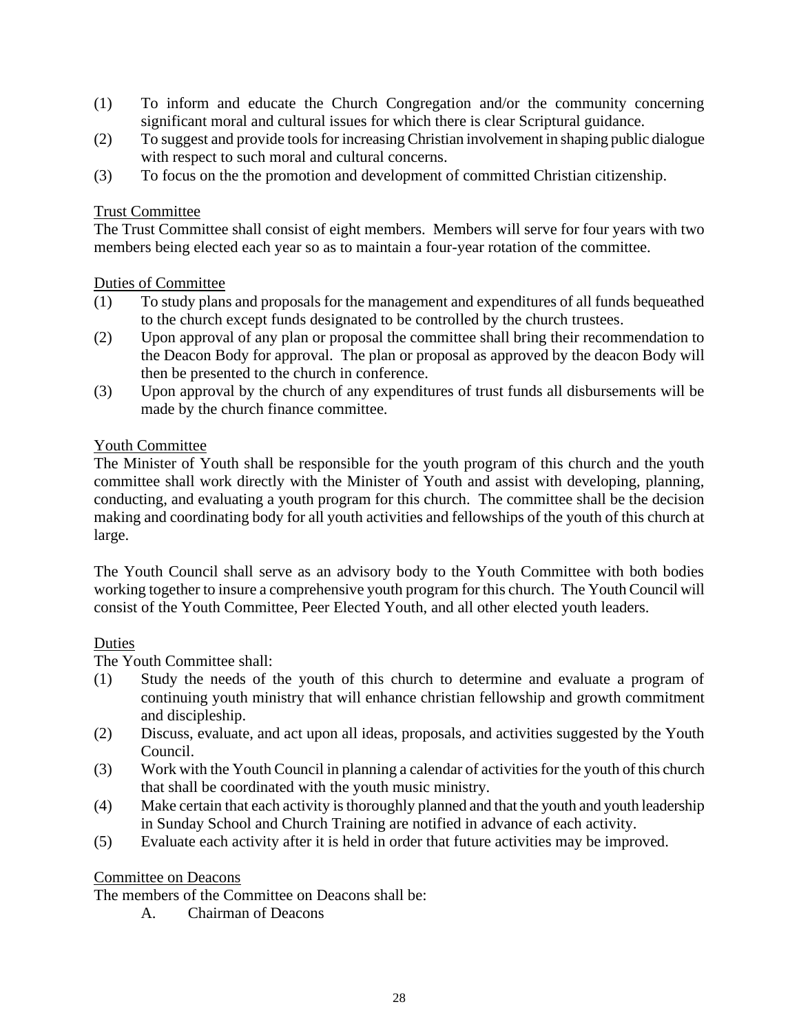(1) To inform and educate the Church Congregation and/or the community concerning significant moral and cultural issues for which there is clear Scriptural guidance.

(2) To suggest and provide tools for increasing Christian involvement in shaping public dialogue with respect to such moral and cultural concerns.

(3) To focus on the the promotion and development of committed Christian citizenship.

<u>Trust Committee</u>

The Trust Committee shall consist of eight members. Members will serve for four years with two members being elected each year so as to maintain a four-year rotation of the committee.

<u>Duties of Committee</u>

(1) To study plans and proposals for the management and expenditures of all funds bequeathed to the church except funds designated to be controlled by the church trustees.

(2) Upon approval of any plan or proposal the committee shall bring their recommendation to the Deacon Body for approval. The plan or proposal as approved by the deacon Body will then be presented to the church in conference.

(3) Upon approval by the church of any expenditures of trust funds all disbursements will be made by the church finance committee.

<u>Youth Committee</u>

The Minister of Youth shall be responsible for the youth program of this church and the youth committee shall work directly with the Minister of Youth and assist with developing, planning, conducting, and evaluating a youth program for this church. The committee shall be the decision making and coordinating body for all youth activities and fellowships of the youth of this church at large.

The Youth Council shall serve as an advisory body to the Youth Committee with both bodies working together to insure a comprehensive youth program for this church. The Youth Council will consist of the Youth Committee, Peer Elected Youth, and all other elected youth leaders.

<u>Duties</u>

The Youth Committee shall:

(1) Study the needs of the youth of this church to determine and evaluate a program of continuing youth ministry that will enhance christian fellowship and growth commitment and discipleship.

(2) Discuss, evaluate, and act upon all ideas, proposals, and activities suggested by the Youth Council.

(3) Work with the Youth Council in planning a calendar of activities for the youth of this church that shall be coordinated with the youth music ministry.

(4) Make certain that each activity is thoroughly planned and that the youth and youth leadership in Sunday School and Church Training are notified in advance of each activity.

(5) Evaluate each activity after it is held in order that future activities may be improved.

<u>Committee on Deacons</u>

The members of the Committee on Deacons shall be:

A. Chairman of Deacons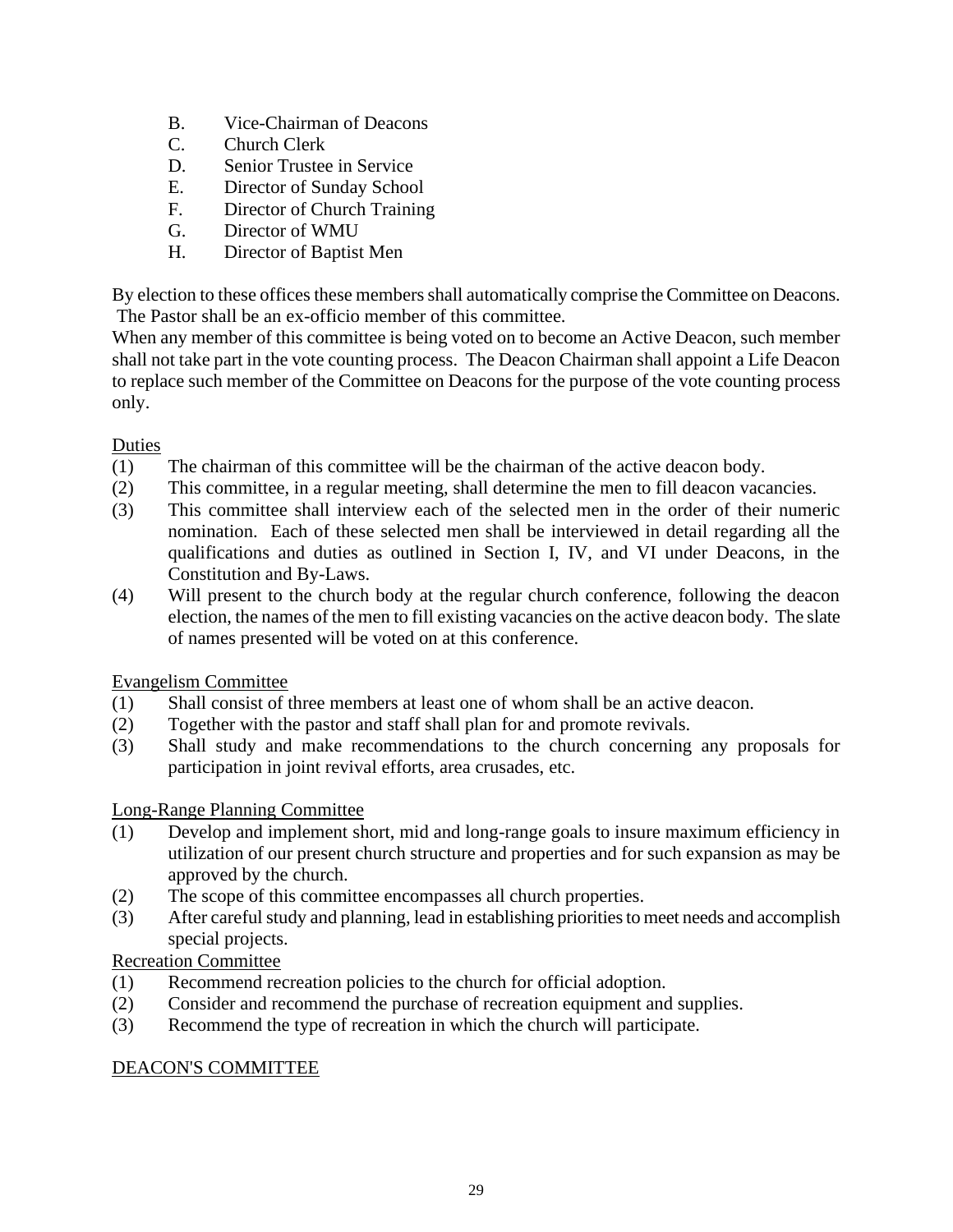B. Vice-Chairman of Deacons
C. Church Clerk
D. Senior Trustee in Service
E. Director of Sunday School
F. Director of Church Training
G. Director of WMU
H. Director of Baptist Men

By election to these offices these members shall automatically comprise the Committee on Deacons. The Pastor shall be an ex-officio member of this committee.
When any member of this committee is being voted on to become an Active Deacon, such member shall not take part in the vote counting process. The Deacon Chairman shall appoint a Life Deacon to replace such member of the Committee on Deacons for the purpose of the vote counting process only.

<u>Duties</u>

(1) The chairman of this committee will be the chairman of the active deacon body.
(2) This committee, in a regular meeting, shall determine the men to fill deacon vacancies.
(3) This committee shall interview each of the selected men in the order of their numeric nomination. Each of these selected men shall be interviewed in detail regarding all the qualifications and duties as outlined in Section I, IV, and VI under Deacons, in the Constitution and By-Laws.
(4) Will present to the church body at the regular church conference, following the deacon election, the names of the men to fill existing vacancies on the active deacon body. The slate of names presented will be voted on at this conference.

<u>Evangelism Committee</u>

(1) Shall consist of three members at least one of whom shall be an active deacon.
(2) Together with the pastor and staff shall plan for and promote revivals.
(3) Shall study and make recommendations to the church concerning any proposals for participation in joint revival efforts, area crusades, etc.

<u>Long-Range Planning Committee</u>

(1) Develop and implement short, mid and long-range goals to insure maximum efficiency in utilization of our present church structure and properties and for such expansion as may be approved by the church.
(2) The scope of this committee encompasses all church properties.
(3) After careful study and planning, lead in establishing priorities to meet needs and accomplish special projects.

<u>Recreation Committee</u>

(1) Recommend recreation policies to the church for official adoption.
(2) Consider and recommend the purchase of recreation equipment and supplies.
(3) Recommend the type of recreation in which the church will participate.

<u>DEACON'S COMMITTEE</u>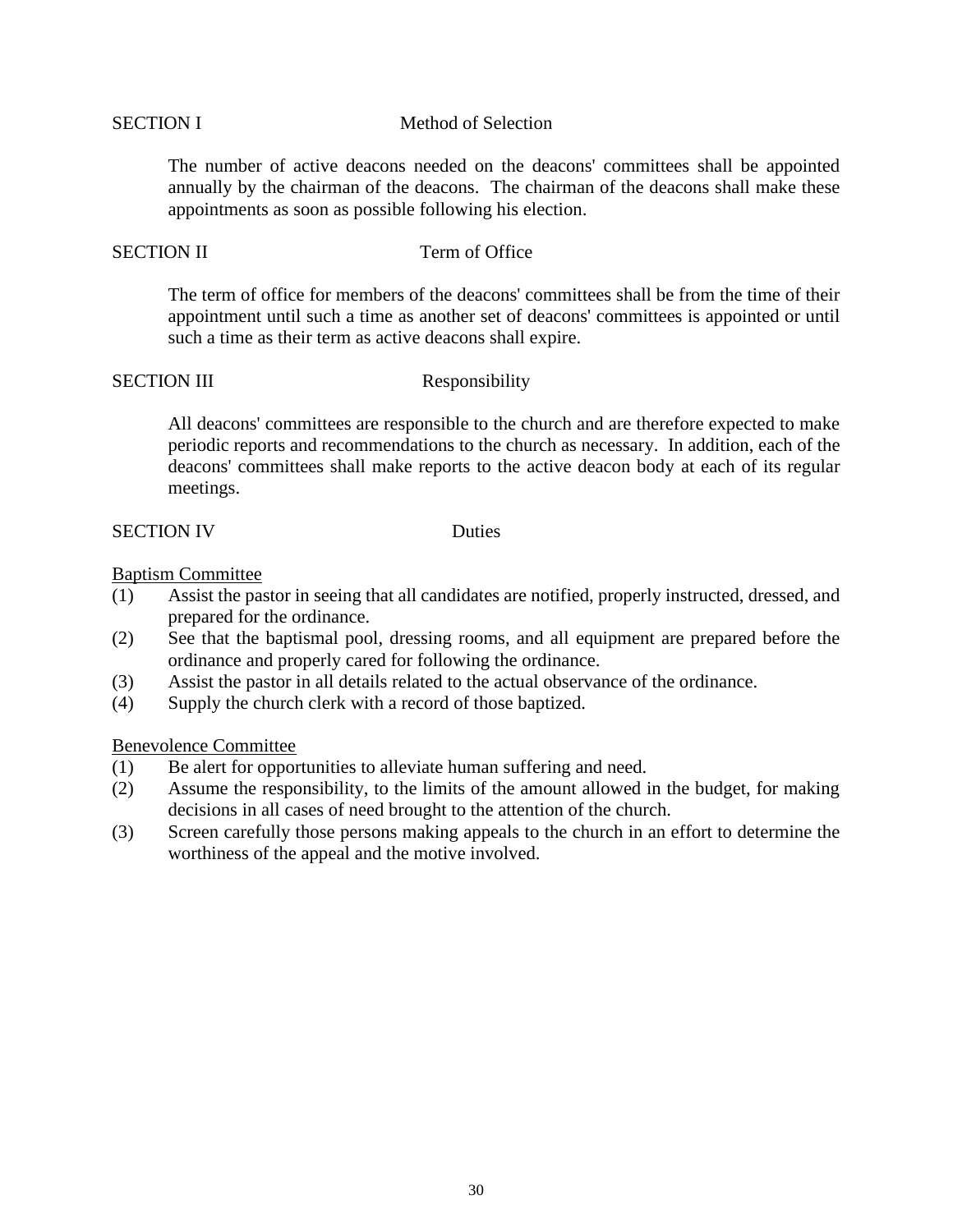SECTION I Method of Selection

The number of active deacons needed on the deacons' committees shall be appointed annually by the chairman of the deacons. The chairman of the deacons shall make these appointments as soon as possible following his election.

SECTION II Term of Office

The term of office for members of the deacons' committees shall be from the time of their appointment until such a time as another set of deacons' committees is appointed or until such a time as their term as active deacons shall expire.

SECTION III Responsibility

All deacons' committees are responsible to the church and are therefore expected to make periodic reports and recommendations to the church as necessary. In addition, each of the deacons' committees shall make reports to the active deacon body at each of its regular meetings.

SECTION IV Duties

<u>Baptism Committee</u>

(1) Assist the pastor in seeing that all candidates are notified, properly instructed, dressed, and prepared for the ordinance.

(2) See that the baptismal pool, dressing rooms, and all equipment are prepared before the ordinance and properly cared for following the ordinance.

(3) Assist the pastor in all details related to the actual observance of the ordinance.

(4) Supply the church clerk with a record of those baptized.

<u>Benevolence Committee</u>

(1) Be alert for opportunities to alleviate human suffering and need.

(2) Assume the responsibility, to the limits of the amount allowed in the budget, for making decisions in all cases of need brought to the attention of the church.

(3) Screen carefully those persons making appeals to the church in an effort to determine the worthiness of the appeal and the motive involved.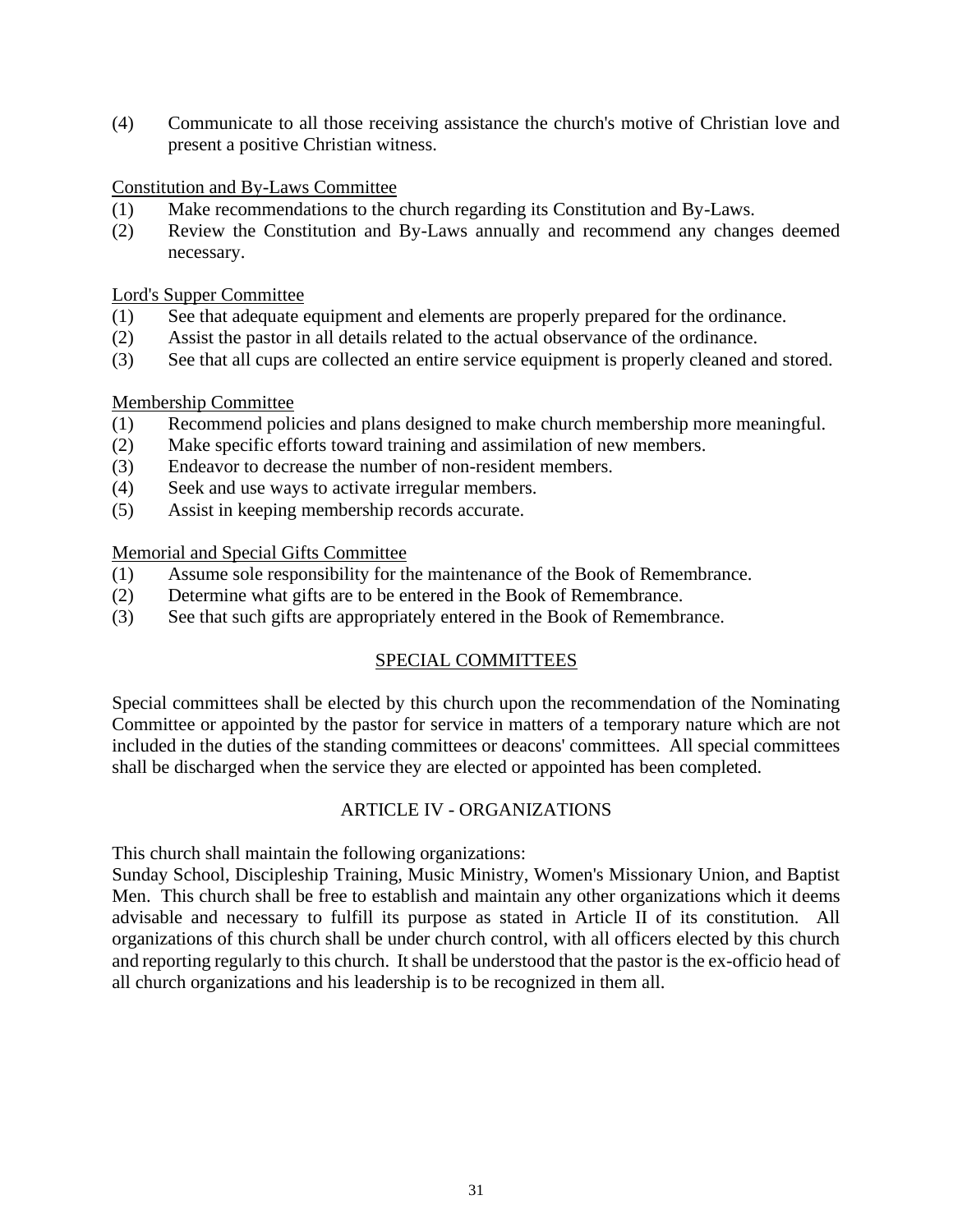(4) Communicate to all those receiving assistance the church's motive of Christian love and present a positive Christian witness.

Constitution and By-Laws Committee

(1) Make recommendations to the church regarding its Constitution and By-Laws.
(2) Review the Constitution and By-Laws annually and recommend any changes deemed necessary.

Lord's Supper Committee

(1) See that adequate equipment and elements are properly prepared for the ordinance.
(2) Assist the pastor in all details related to the actual observance of the ordinance.
(3) See that all cups are collected an entire service equipment is properly cleaned and stored.

Membership Committee

(1) Recommend policies and plans designed to make church membership more meaningful.
(2) Make specific efforts toward training and assimilation of new members.
(3) Endeavor to decrease the number of non-resident members.
(4) Seek and use ways to activate irregular members.
(5) Assist in keeping membership records accurate.

Memorial and Special Gifts Committee

(1) Assume sole responsibility for the maintenance of the Book of Remembrance.
(2) Determine what gifts are to be entered in the Book of Remembrance.
(3) See that such gifts are appropriately entered in the Book of Remembrance.

## SPECIAL COMMITTEES

Special committees shall be elected by this church upon the recommendation of the Nominating Committee or appointed by the pastor for service in matters of a temporary nature which are not included in the duties of the standing committees or deacons' committees. All special committees shall be discharged when the service they are elected or appointed has been completed.

## ARTICLE IV - ORGANIZATIONS

This church shall maintain the following organizations:
Sunday School, Discipleship Training, Music Ministry, Women's Missionary Union, and Baptist Men. This church shall be free to establish and maintain any other organizations which it deems advisable and necessary to fulfill its purpose as stated in Article II of its constitution. All organizations of this church shall be under church control, with all officers elected by this church and reporting regularly to this church. It shall be understood that the pastor is the ex-officio head of all church organizations and his leadership is to be recognized in them all.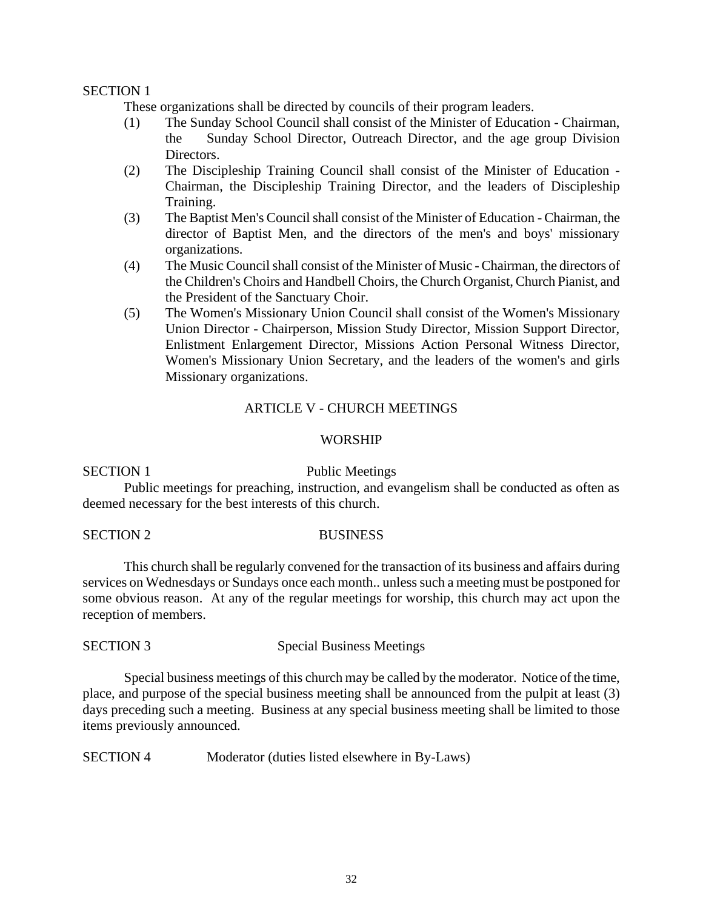SECTION 1

These organizations shall be directed by councils of their program leaders.

(1) The Sunday School Council shall consist of the Minister of Education - Chairman, the Sunday School Director, Outreach Director, and the age group Division Directors.

(2) The Discipleship Training Council shall consist of the Minister of Education - Chairman, the Discipleship Training Director, and the leaders of Discipleship Training.

(3) The Baptist Men's Council shall consist of the Minister of Education - Chairman, the director of Baptist Men, and the directors of the men's and boys' missionary organizations.

(4) The Music Council shall consist of the Minister of Music - Chairman, the directors of the Children's Choirs and Handbell Choirs, the Church Organist, Church Pianist, and the President of the Sanctuary Choir.

(5) The Women's Missionary Union Council shall consist of the Women's Missionary Union Director - Chairperson, Mission Study Director, Mission Support Director, Enlistment Enlargement Director, Missions Action Personal Witness Director, Women's Missionary Union Secretary, and the leaders of the women's and girls Missionary organizations.

## ARTICLE V - CHURCH MEETINGS

### WORSHIP

SECTION 1 Public Meetings

Public meetings for preaching, instruction, and evangelism shall be conducted as often as deemed necessary for the best interests of this church.

SECTION 2 BUSINESS

This church shall be regularly convened for the transaction of its business and affairs during services on Wednesdays or Sundays once each month.. unless such a meeting must be postponed for some obvious reason. At any of the regular meetings for worship, this church may act upon the reception of members.

SECTION 3 Special Business Meetings

Special business meetings of this church may be called by the moderator. Notice of the time, place, and purpose of the special business meeting shall be announced from the pulpit at least (3) days preceding such a meeting. Business at any special business meeting shall be limited to those items previously announced.

SECTION 4 Moderator (duties listed elsewhere in By-Laws)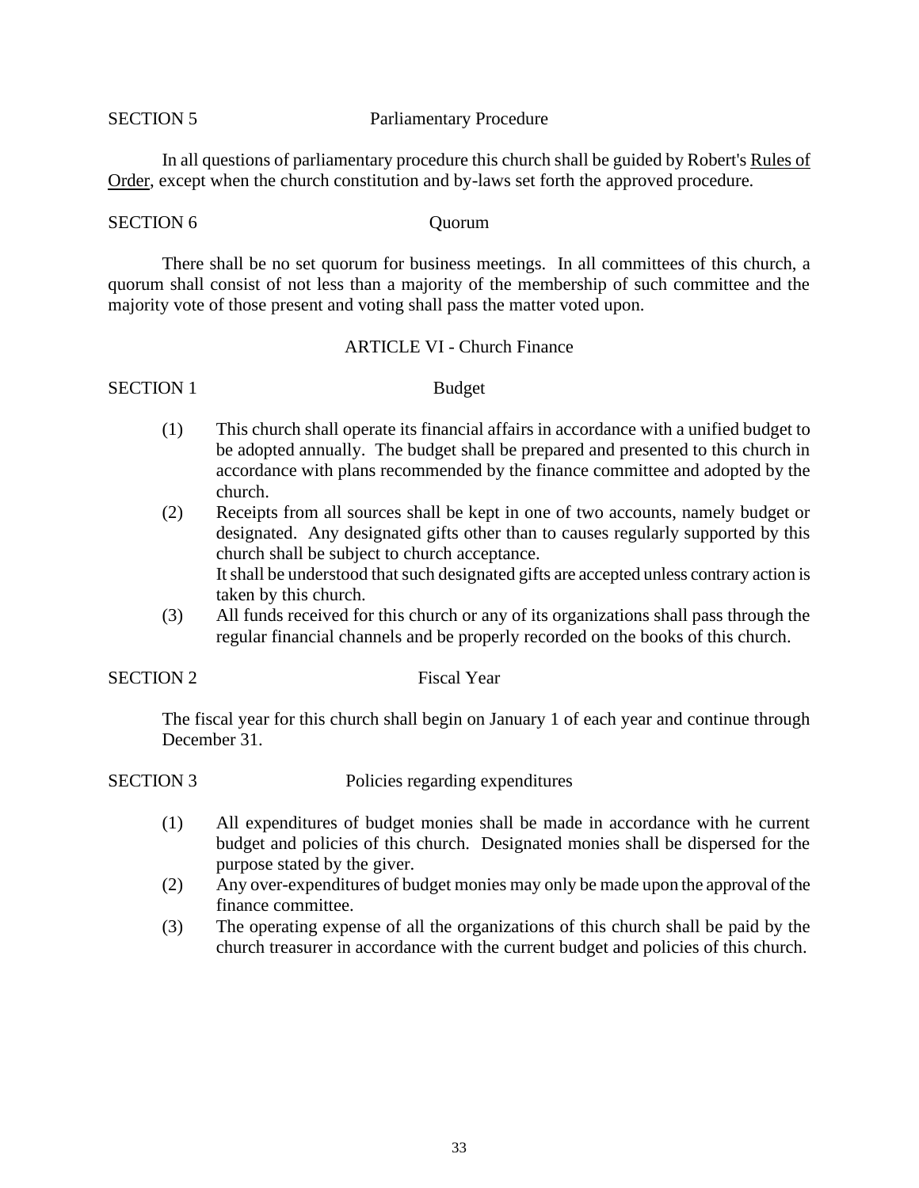SECTION 5 Parliamentary Procedure

In all questions of parliamentary procedure this church shall be guided by Robert's Rules of Order, except when the church constitution and by-laws set forth the approved procedure.

SECTION 6 Quorum

There shall be no set quorum for business meetings. In all committees of this church, a quorum shall consist of not less than a majority of the membership of such committee and the majority vote of those present and voting shall pass the matter voted upon.

## ARTICLE VI - Church Finance

SECTION 1 Budget

(1) This church shall operate its financial affairs in accordance with a unified budget to be adopted annually. The budget shall be prepared and presented to this church in accordance with plans recommended by the finance committee and adopted by the church.

(2) Receipts from all sources shall be kept in one of two accounts, namely budget or designated. Any designated gifts other than to causes regularly supported by this church shall be subject to church acceptance.
It shall be understood that such designated gifts are accepted unless contrary action is taken by this church.

(3) All funds received for this church or any of its organizations shall pass through the regular financial channels and be properly recorded on the books of this church.

SECTION 2 Fiscal Year

The fiscal year for this church shall begin on January 1 of each year and continue through December 31.

SECTION 3 Policies regarding expenditures

(1) All expenditures of budget monies shall be made in accordance with he current budget and policies of this church. Designated monies shall be dispersed for the purpose stated by the giver.

(2) Any over-expenditures of budget monies may only be made upon the approval of the finance committee.

(3) The operating expense of all the organizations of this church shall be paid by the church treasurer in accordance with the current budget and policies of this church.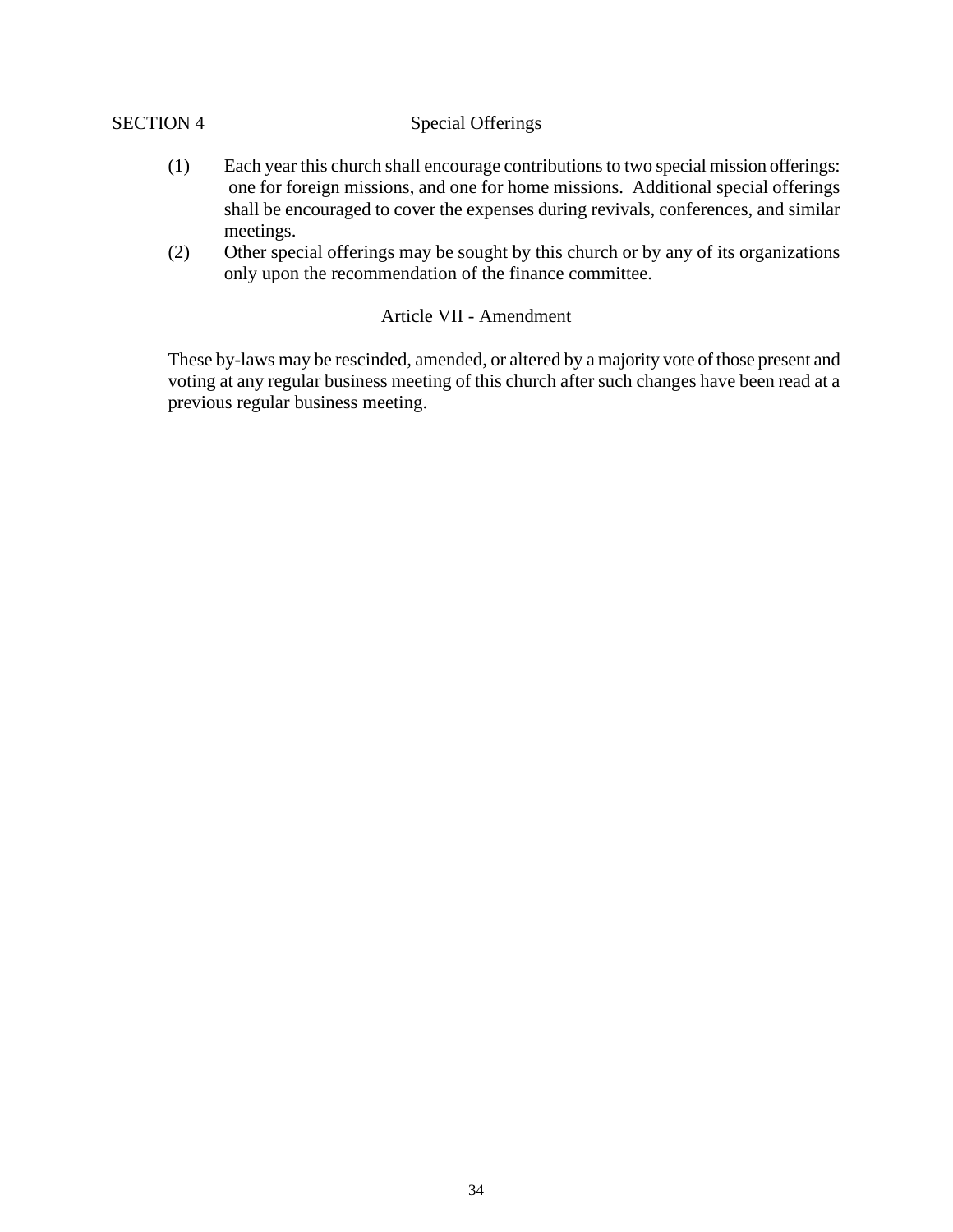### SECTION 4 Special Offerings

(1) Each year this church shall encourage contributions to two special mission offerings: one for foreign missions, and one for home missions. Additional special offerings shall be encouraged to cover the expenses during revivals, conferences, and similar meetings.

(2) Other special offerings may be sought by this church or by any of its organizations only upon the recommendation of the finance committee.

## Article VII - Amendment

These by-laws may be rescinded, amended, or altered by a majority vote of those present and voting at any regular business meeting of this church after such changes have been read at a previous regular business meeting.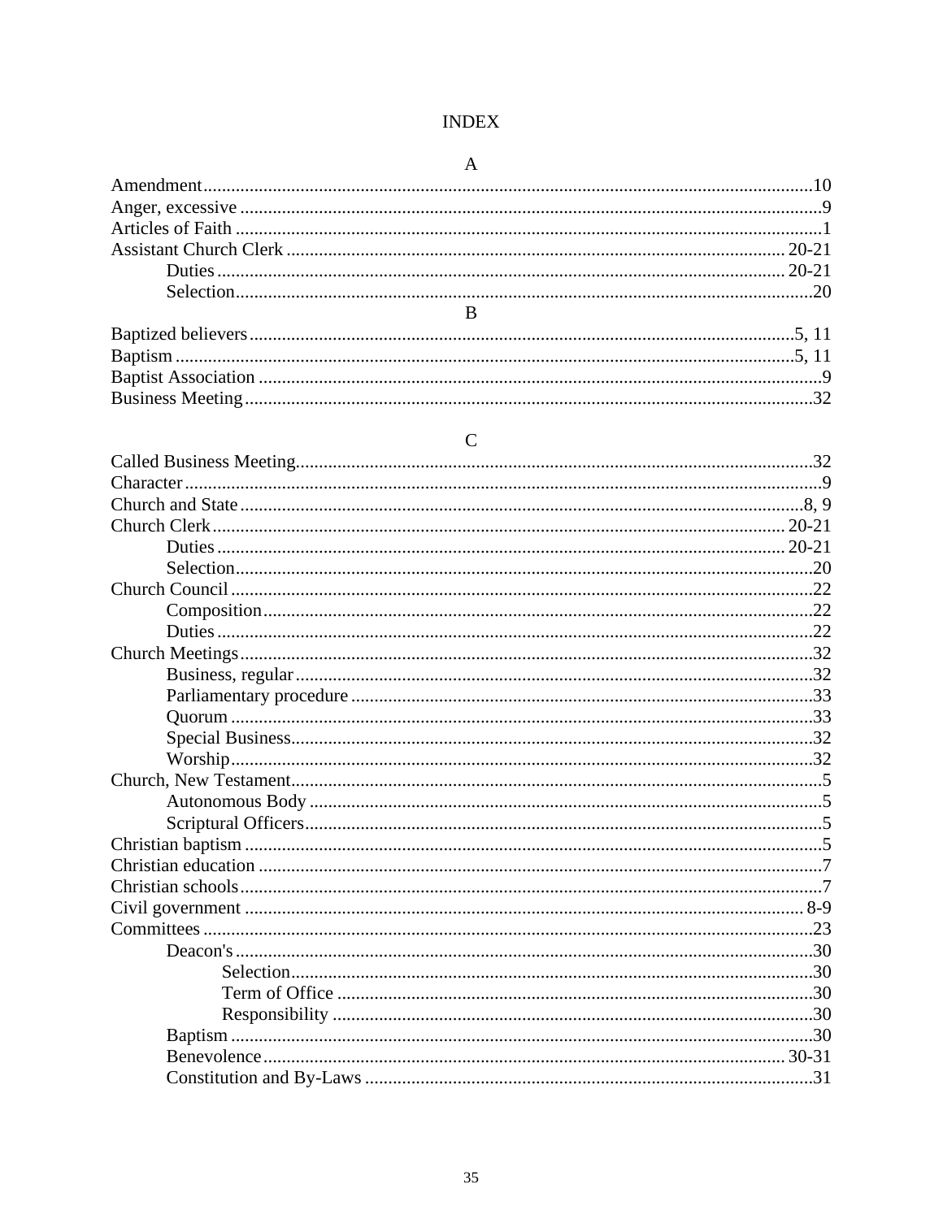# INDEX

## A

Amendment...10
Anger, excessive...9
Articles of Faith...1
Assistant Church Clerk...20-21
- Duties...20-21
- Selection...20

## B

Baptized believers...5, 11
Baptism...5, 11
Baptist Association...9
Business Meeting...32

## C

Called Business Meeting...32
Character...9
Church and State...8, 9
Church Clerk...20-21
- Duties...20-21
- Selection...20

Church Council...22
- Composition...22
- Duties...22

Church Meetings...32
- Business, regular...32
- Parliamentary procedure...33
- Quorum...33
- Special Business...32
- Worship...32

Church, New Testament...5
- Autonomous Body...5
- Scriptural Officers...5

Christian baptism...5
Christian education...7
Christian schools...7
Civil government...8-9
Committees...23
- Deacon's...30
  - Selection...30
  - Term of Office...30
  - Responsibility...30
- Baptism...30
- Benevolence...30-31
- Constitution and By-Laws...31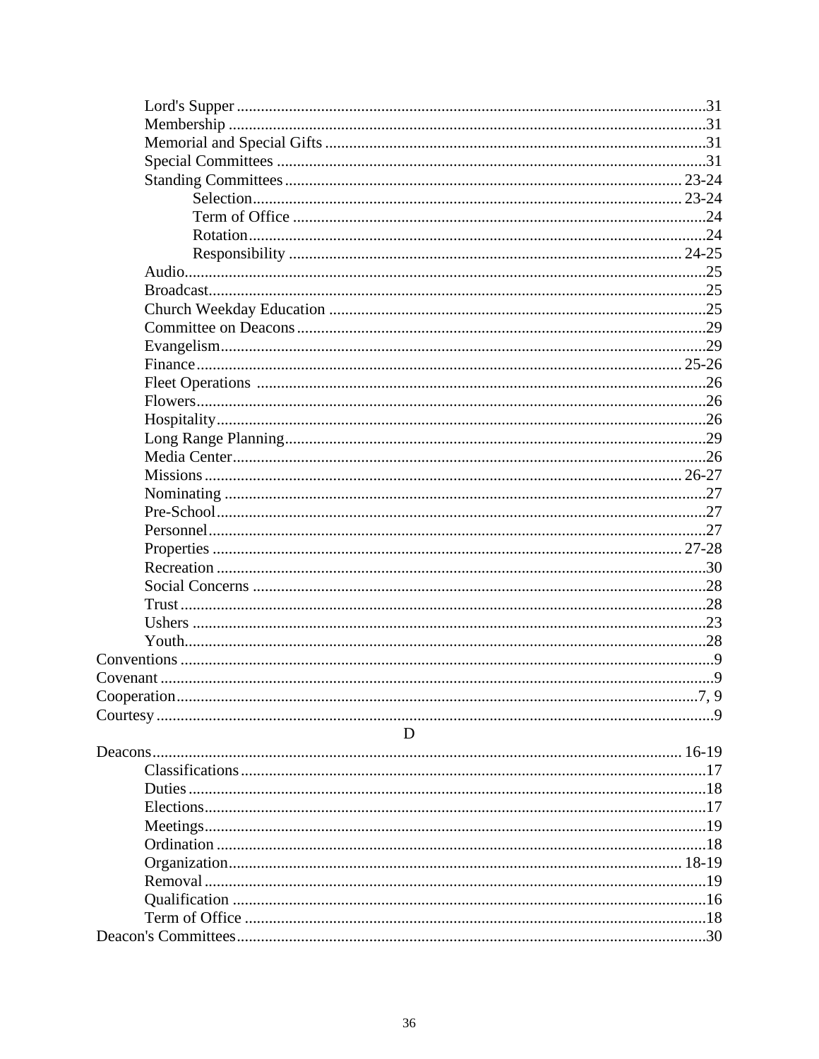Lord's Supper ........................................................................................................31
Membership ..........................................................................................................31
Memorial and Special Gifts ..................................................................................31
Special Committees ..............................................................................................31
Standing Committees ...................................................................................... 23-24
Selection ........................................................................................................ 23-24
Term of Office .......................................................................................................24
Rotation .................................................................................................................24
Responsibility ................................................................................................ 24-25
Audio .....................................................................................................................25
Broadcast ..............................................................................................................25
Church Weekday Education .................................................................................25
Committee on Deacons .........................................................................................29
Evangelism ............................................................................................................29
Finance ........................................................................................................... 25-26
Fleet Operations ....................................................................................................26
Flowers ..................................................................................................................26
Hospitality .............................................................................................................26
Long Range Planning ............................................................................................29
Media Center .........................................................................................................26
Missions .......................................................................................................... 26-27
Nominating ...........................................................................................................27
Pre-School .............................................................................................................27
Personnel ...............................................................................................................27
Properties ....................................................................................................... 27-28
Recreation .............................................................................................................30
Social Concerns .....................................................................................................28
Trust ......................................................................................................................28
Ushers ...................................................................................................................23
Youth .....................................................................................................................28

Conventions ..............................................................................................................9
Covenant ..................................................................................................................9
Cooperation ........................................................................................................7, 9
Courtesy ...................................................................................................................9

D

Deacons .......................................................................................................... 16-19
Classifications .......................................................................................................17
Duties ....................................................................................................................18
Elections ................................................................................................................17
Meetings ................................................................................................................19
Ordination .............................................................................................................18
Organization ................................................................................................... 18-19
Removal ................................................................................................................19
Qualification .........................................................................................................16
Term of Office .......................................................................................................18

Deacon's Committees ..............................................................................................30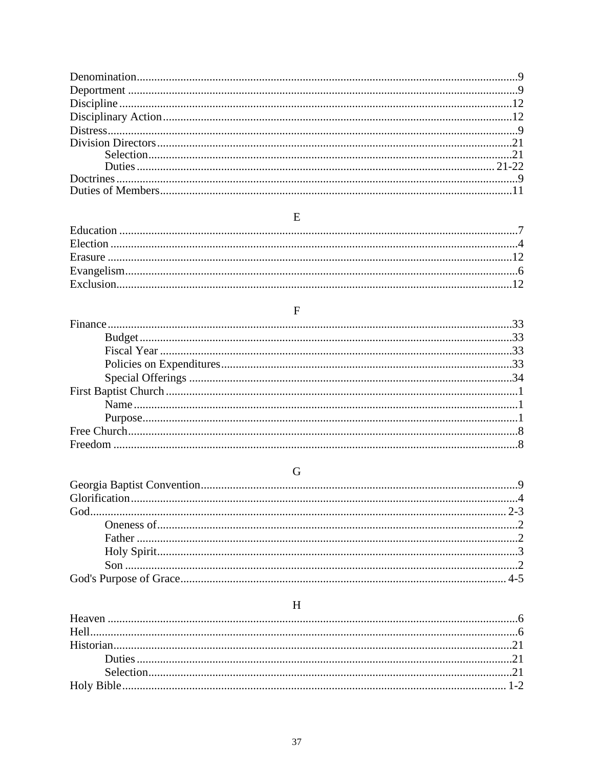Denomination..........9
Deportment..........9
Discipline..........12
Disciplinary Action..........12
Distress..........9
Division Directors..........21
  Selection..........21
  Duties..........21-22
Doctrines..........9
Duties of Members..........11

E

Education..........7
Election..........4
Erasure..........12
Evangelism..........6
Exclusion..........12

F

Finance..........33
  Budget..........33
  Fiscal Year..........33
  Policies on Expenditures..........33
  Special Offerings..........34
First Baptist Church..........1
  Name..........1
  Purpose..........1
Free Church..........8
Freedom..........8

G

Georgia Baptist Convention..........9
Glorification..........4
God..........2-3
  Oneness of..........2
  Father..........2
  Holy Spirit..........3
  Son..........2
God's Purpose of Grace..........4-5

H

Heaven..........6
Hell..........6
Historian..........21
  Duties..........21
  Selection..........21
Holy Bible..........1-2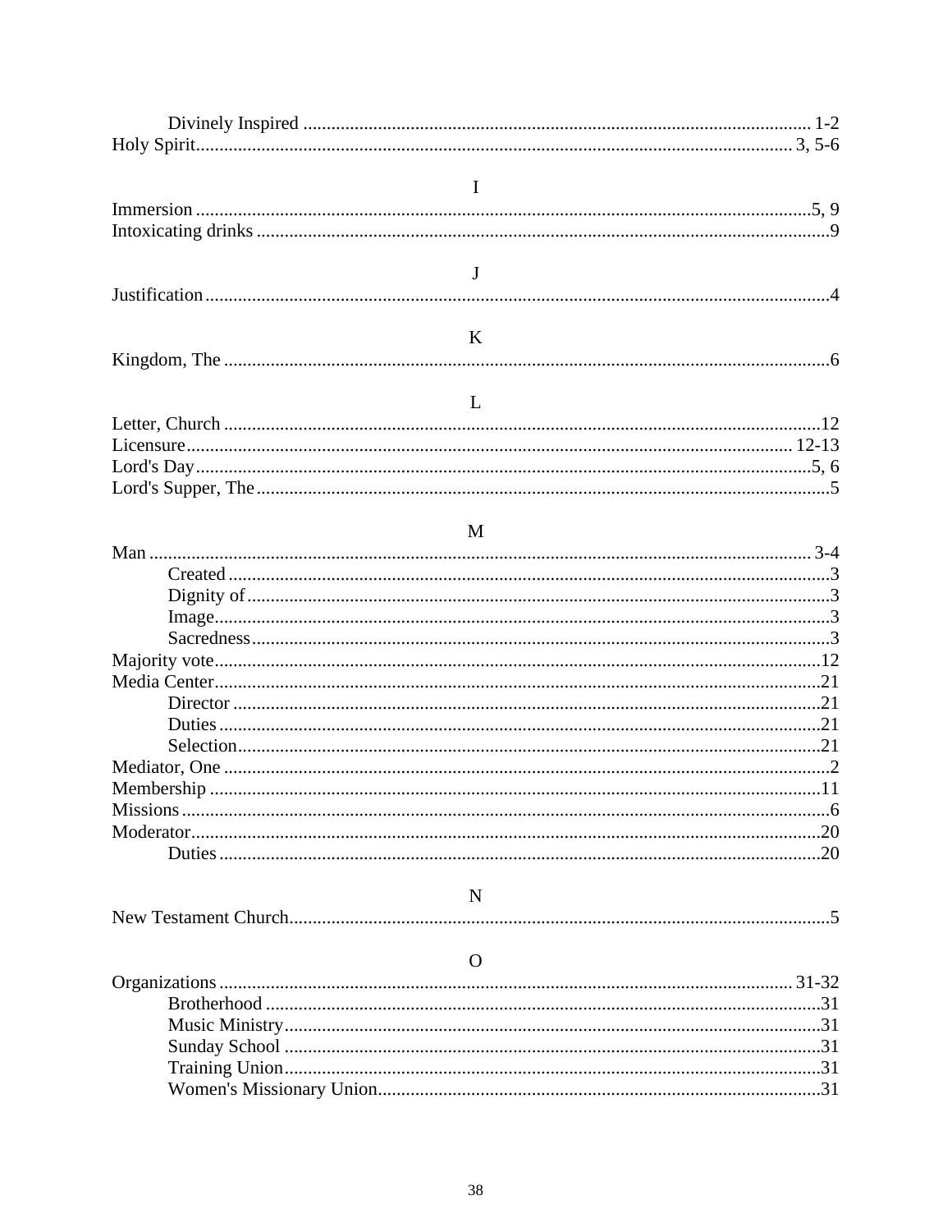Divinely Inspired ........................................................ 1-2
Holy Spirit........................................................ 3, 5-6

### I

Immersion ........................................................ 5, 9
Intoxicating drinks ........................................................ 9

### J

Justification ........................................................ 4

### K

Kingdom, The ........................................................ 6

### L

Letter, Church ........................................................ 12
Licensure ........................................................ 12-13
Lord's Day ........................................................ 5, 6
Lord's Supper, The ........................................................ 5

### M

Man ........................................................ 3-4
    Created ........................................................ 3
    Dignity of ........................................................ 3
    Image ........................................................ 3
    Sacredness ........................................................ 3
Majority vote ........................................................ 12
Media Center ........................................................ 21
    Director ........................................................ 21
    Duties ........................................................ 21
    Selection ........................................................ 21
Mediator, One ........................................................ 2
Membership ........................................................ 11
Missions ........................................................ 6
Moderator ........................................................ 20
    Duties ........................................................ 20

### N

New Testament Church ........................................................ 5

### O

Organizations ........................................................ 31-32
    Brotherhood ........................................................ 31
    Music Ministry ........................................................ 31
    Sunday School ........................................................ 31
    Training Union ........................................................ 31
    Women's Missionary Union ........................................................ 31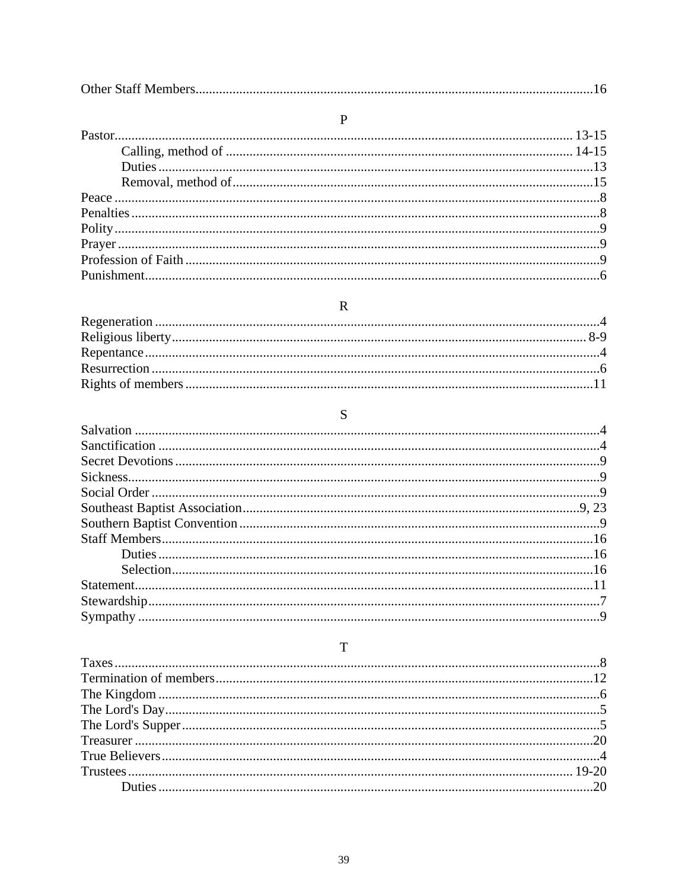Other Staff Members....................................................................................................16

P

Pastor.................................................................................................................. 13-15
  Calling, method of ..................................................................................... 14-15
  Duties ...............................................................................................................13
  Removal, method of.........................................................................................15
Peace .....................................................................................................................8
Penalties .................................................................................................................8
Polity......................................................................................................................9
Prayer .....................................................................................................................9
Profession of Faith ..................................................................................................9
Punishment.............................................................................................................6

R

Regeneration ..........................................................................................................4
Religious liberty................................................................................................. 8-9
Repentance .............................................................................................................4
Resurrection ...........................................................................................................6
Rights of members ................................................................................................11

S

Salvation ................................................................................................................4
Sanctification .........................................................................................................4
Secret Devotions .....................................................................................................9
Sickness...................................................................................................................9
Social Order ...........................................................................................................9
Southeast Baptist Association..........................................................................9, 23
Southern Baptist Convention .................................................................................9
Staff Members.......................................................................................................16
  Duties ...............................................................................................................16
  Selection...........................................................................................................16
Statement...............................................................................................................11
Stewardship.............................................................................................................7
Sympathy ................................................................................................................9

T

Taxes.......................................................................................................................8
Termination of members.......................................................................................12
The Kingdom ..........................................................................................................6
The Lord's Day........................................................................................................5
The Lord's Supper ...................................................................................................5
Treasurer ...............................................................................................................20
True Believers..........................................................................................................4
Trustees............................................................................................................ 19-20
  Duties ...............................................................................................................20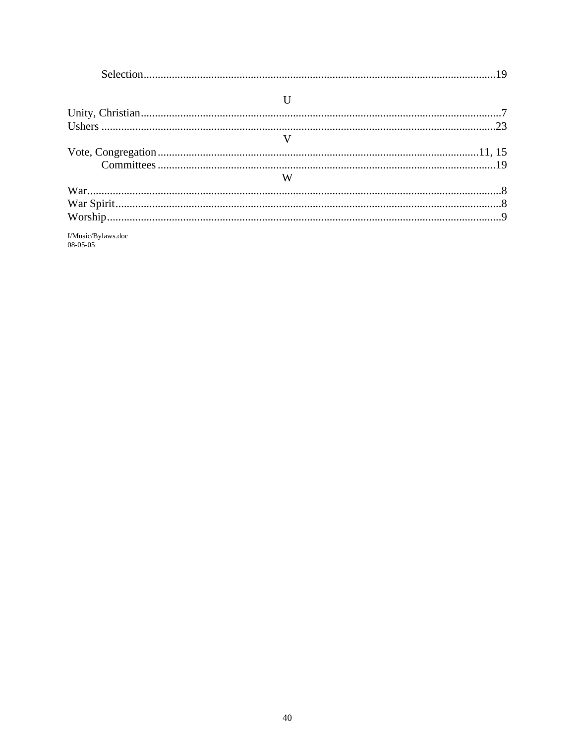Selection ........................................................................ 19

U

Unity, Christian ........................................................................ 7
Ushers ........................................................................ 23

V

Vote, Congregation ........................................................................ 11, 15
Committees ........................................................................ 19

W

War ........................................................................ 8
War Spirit ........................................................................ 8
Worship ........................................................................ 9

I/Music/Bylaws.doc
08-05-05